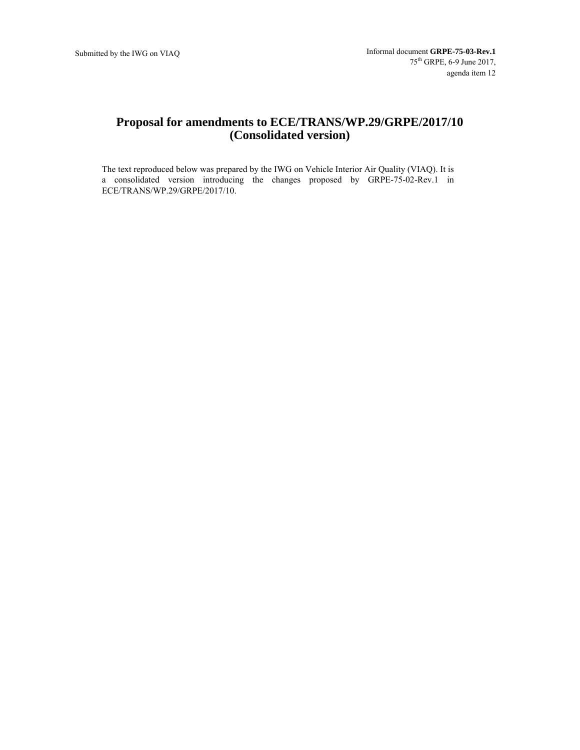Submitted by the IWG on VIAQ

Informal document **GRPE-75-03-Rev.1**
75th GRPE, 6-9 June 2017,
agenda item 12

# Proposal for amendments to ECE/TRANS/WP.29/GRPE/2017/10 (Consolidated version)

The text reproduced below was prepared by the IWG on Vehicle Interior Air Quality (VIAQ). It is a consolidated version introducing the changes proposed by GRPE-75-02-Rev.1 in ECE/TRANS/WP.29/GRPE/2017/10.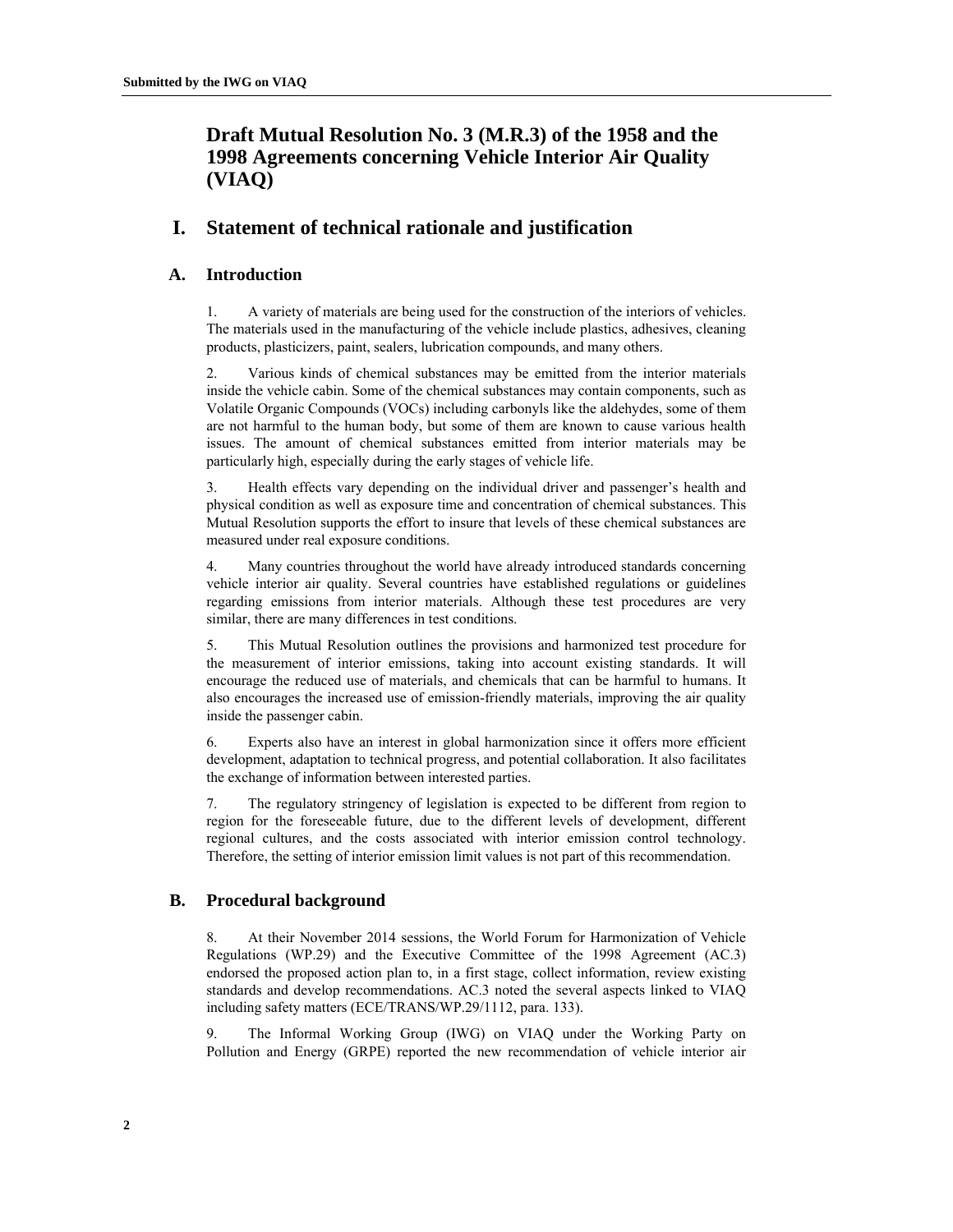# Draft Mutual Resolution No. 3 (M.R.3) of the 1958 and the 1998 Agreements concerning Vehicle Interior Air Quality (VIAQ)

## I. Statement of technical rationale and justification

### A. Introduction

1. A variety of materials are being used for the construction of the interiors of vehicles. The materials used in the manufacturing of the vehicle include plastics, adhesives, cleaning products, plasticizers, paint, sealers, lubrication compounds, and many others.

2. Various kinds of chemical substances may be emitted from the interior materials inside the vehicle cabin. Some of the chemical substances may contain components, such as Volatile Organic Compounds (VOCs) including carbonyls like the aldehydes, some of them are not harmful to the human body, but some of them are known to cause various health issues. The amount of chemical substances emitted from interior materials may be particularly high, especially during the early stages of vehicle life.

3. Health effects vary depending on the individual driver and passenger's health and physical condition as well as exposure time and concentration of chemical substances. This Mutual Resolution supports the effort to insure that levels of these chemical substances are measured under real exposure conditions.

4. Many countries throughout the world have already introduced standards concerning vehicle interior air quality. Several countries have established regulations or guidelines regarding emissions from interior materials. Although these test procedures are very similar, there are many differences in test conditions.

5. This Mutual Resolution outlines the provisions and harmonized test procedure for the measurement of interior emissions, taking into account existing standards. It will encourage the reduced use of materials, and chemicals that can be harmful to humans. It also encourages the increased use of emission-friendly materials, improving the air quality inside the passenger cabin.

6. Experts also have an interest in global harmonization since it offers more efficient development, adaptation to technical progress, and potential collaboration. It also facilitates the exchange of information between interested parties.

7. The regulatory stringency of legislation is expected to be different from region to region for the foreseeable future, due to the different levels of development, different regional cultures, and the costs associated with interior emission control technology. Therefore, the setting of interior emission limit values is not part of this recommendation.

### B. Procedural background

8. At their November 2014 sessions, the World Forum for Harmonization of Vehicle Regulations (WP.29) and the Executive Committee of the 1998 Agreement (AC.3) endorsed the proposed action plan to, in a first stage, collect information, review existing standards and develop recommendations. AC.3 noted the several aspects linked to VIAQ including safety matters (ECE/TRANS/WP.29/1112, para. 133).

9. The Informal Working Group (IWG) on VIAQ under the Working Party on Pollution and Energy (GRPE) reported the new recommendation of vehicle interior air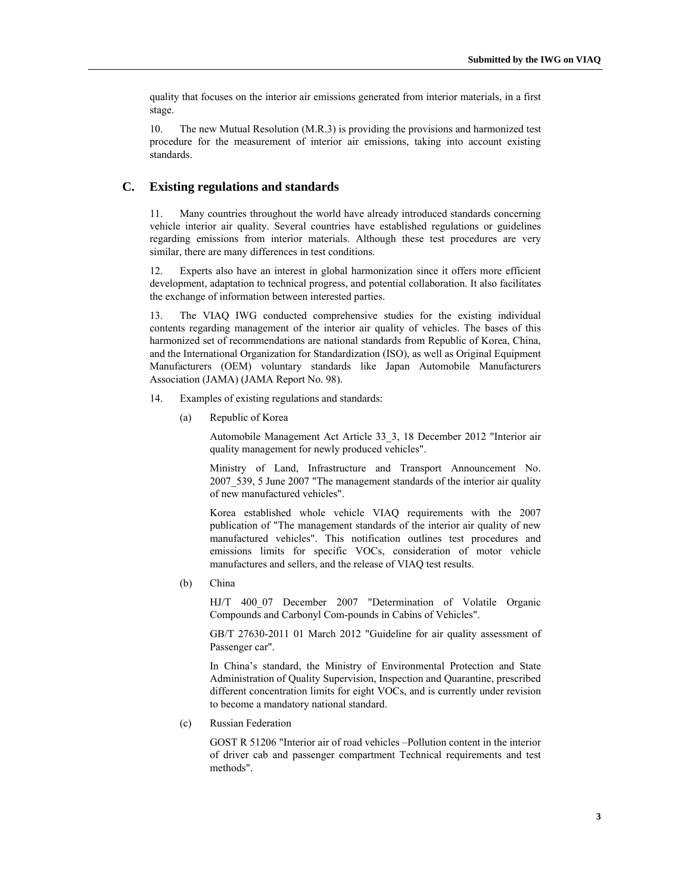quality that focuses on the interior air emissions generated from interior materials, in a first stage.

10. The new Mutual Resolution (M.R.3) is providing the provisions and harmonized test procedure for the measurement of interior air emissions, taking into account existing standards.

## C. Existing regulations and standards

11. Many countries throughout the world have already introduced standards concerning vehicle interior air quality. Several countries have established regulations or guidelines regarding emissions from interior materials. Although these test procedures are very similar, there are many differences in test conditions.

12. Experts also have an interest in global harmonization since it offers more efficient development, adaptation to technical progress, and potential collaboration. It also facilitates the exchange of information between interested parties.

13. The VIAQ IWG conducted comprehensive studies for the existing individual contents regarding management of the interior air quality of vehicles. The bases of this harmonized set of recommendations are national standards from Republic of Korea, China, and the International Organization for Standardization (ISO), as well as Original Equipment Manufacturers (OEM) voluntary standards like Japan Automobile Manufacturers Association (JAMA) (JAMA Report No. 98).

14. Examples of existing regulations and standards:

(a) Republic of Korea

Automobile Management Act Article 33_3, 18 December 2012 "Interior air quality management for newly produced vehicles".

Ministry of Land, Infrastructure and Transport Announcement No. 2007_539, 5 June 2007 "The management standards of the interior air quality of new manufactured vehicles".

Korea established whole vehicle VIAQ requirements with the 2007 publication of "The management standards of the interior air quality of new manufactured vehicles". This notification outlines test procedures and emissions limits for specific VOCs, consideration of motor vehicle manufactures and sellers, and the release of VIAQ test results.

(b) China

HJ/T 400_07 December 2007 "Determination of Volatile Organic Compounds and Carbonyl Com-pounds in Cabins of Vehicles".

GB/T 27630-2011 01 March 2012 "Guideline for air quality assessment of Passenger car".

In China's standard, the Ministry of Environmental Protection and State Administration of Quality Supervision, Inspection and Quarantine, prescribed different concentration limits for eight VOCs, and is currently under revision to become a mandatory national standard.

(c) Russian Federation

GOST R 51206 "Interior air of road vehicles –Pollution content in the interior of driver cab and passenger compartment Technical requirements and test methods".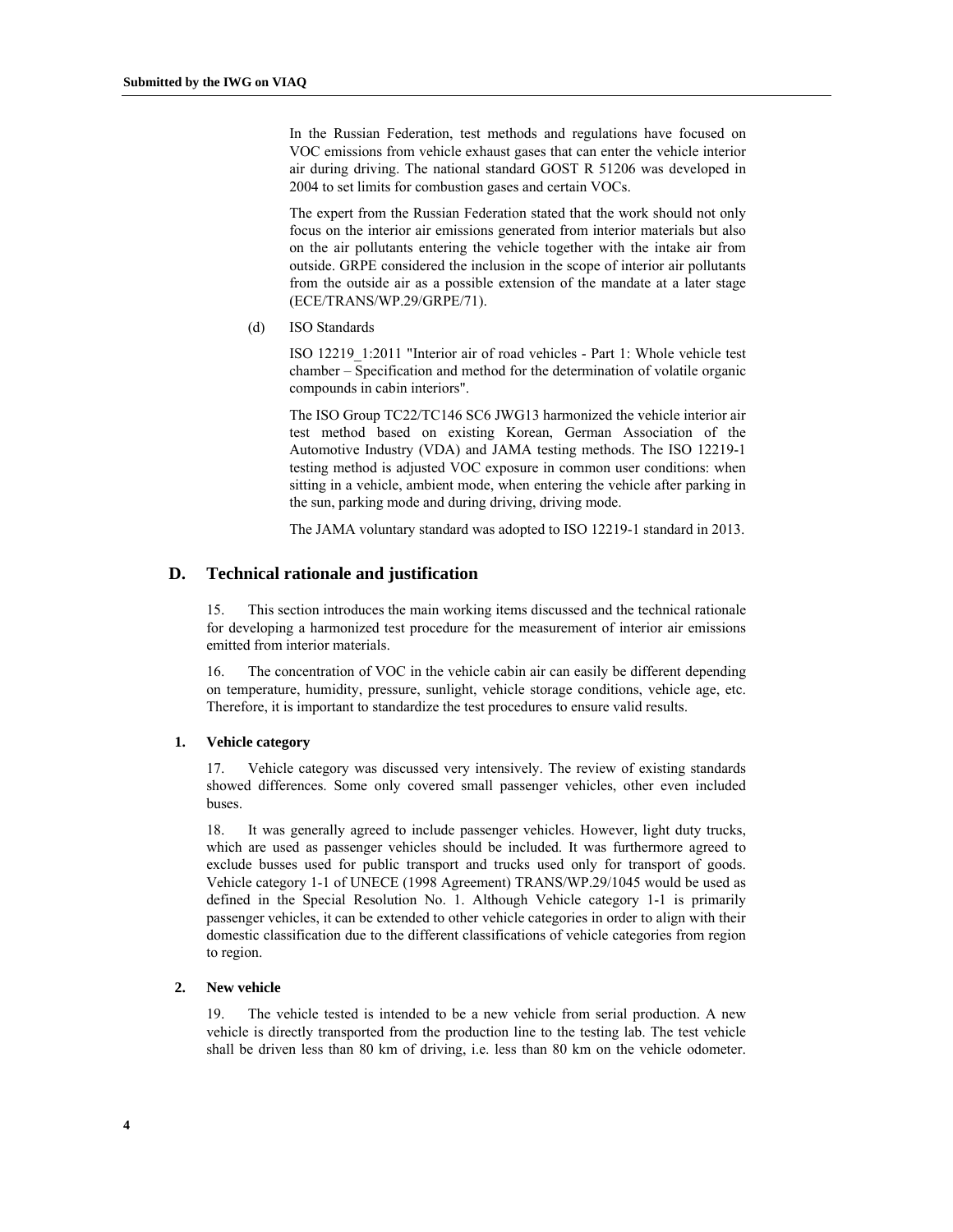In the Russian Federation, test methods and regulations have focused on VOC emissions from vehicle exhaust gases that can enter the vehicle interior air during driving. The national standard GOST R 51206 was developed in 2004 to set limits for combustion gases and certain VOCs.

The expert from the Russian Federation stated that the work should not only focus on the interior air emissions generated from interior materials but also on the air pollutants entering the vehicle together with the intake air from outside. GRPE considered the inclusion in the scope of interior air pollutants from the outside air as a possible extension of the mandate at a later stage (ECE/TRANS/WP.29/GRPE/71).

(d) ISO Standards

ISO 12219_1:2011 "Interior air of road vehicles - Part 1: Whole vehicle test chamber – Specification and method for the determination of volatile organic compounds in cabin interiors".

The ISO Group TC22/TC146 SC6 JWG13 harmonized the vehicle interior air test method based on existing Korean, German Association of the Automotive Industry (VDA) and JAMA testing methods. The ISO 12219-1 testing method is adjusted VOC exposure in common user conditions: when sitting in a vehicle, ambient mode, when entering the vehicle after parking in the sun, parking mode and during driving, driving mode.

The JAMA voluntary standard was adopted to ISO 12219-1 standard in 2013.

## D. Technical rationale and justification

15. This section introduces the main working items discussed and the technical rationale for developing a harmonized test procedure for the measurement of interior air emissions emitted from interior materials.

16. The concentration of VOC in the vehicle cabin air can easily be different depending on temperature, humidity, pressure, sunlight, vehicle storage conditions, vehicle age, etc. Therefore, it is important to standardize the test procedures to ensure valid results.

### 1. Vehicle category

17. Vehicle category was discussed very intensively. The review of existing standards showed differences. Some only covered small passenger vehicles, other even included buses.

18. It was generally agreed to include passenger vehicles. However, light duty trucks, which are used as passenger vehicles should be included. It was furthermore agreed to exclude busses used for public transport and trucks used only for transport of goods. Vehicle category 1-1 of UNECE (1998 Agreement) TRANS/WP.29/1045 would be used as defined in the Special Resolution No. 1. Although Vehicle category 1-1 is primarily passenger vehicles, it can be extended to other vehicle categories in order to align with their domestic classification due to the different classifications of vehicle categories from region to region.

### 2. New vehicle

19. The vehicle tested is intended to be a new vehicle from serial production. A new vehicle is directly transported from the production line to the testing lab. The test vehicle shall be driven less than 80 km of driving, i.e. less than 80 km on the vehicle odometer.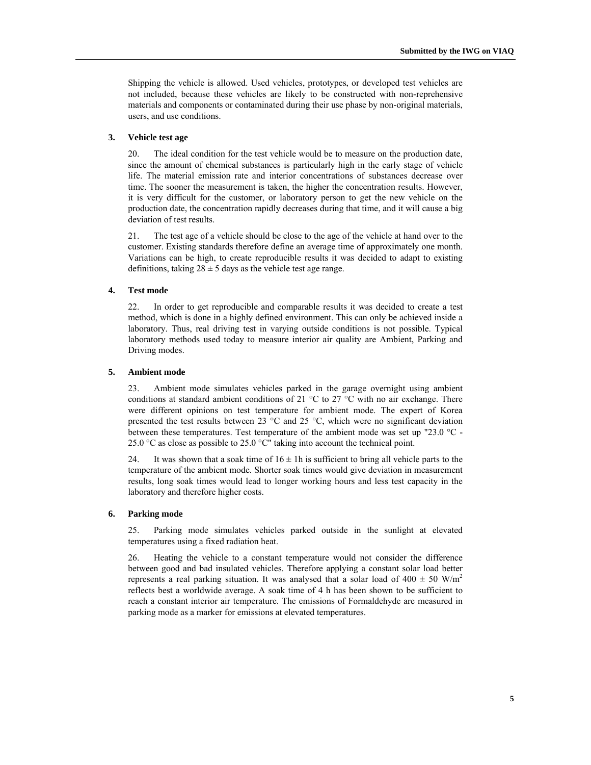Shipping the vehicle is allowed. Used vehicles, prototypes, or developed test vehicles are not included, because these vehicles are likely to be constructed with non-reprehensive materials and components or contaminated during their use phase by non-original materials, users, and use conditions.

### 3. Vehicle test age

20. The ideal condition for the test vehicle would be to measure on the production date, since the amount of chemical substances is particularly high in the early stage of vehicle life. The material emission rate and interior concentrations of substances decrease over time. The sooner the measurement is taken, the higher the concentration results. However, it is very difficult for the customer, or laboratory person to get the new vehicle on the production date, the concentration rapidly decreases during that time, and it will cause a big deviation of test results.

21. The test age of a vehicle should be close to the age of the vehicle at hand over to the customer. Existing standards therefore define an average time of approximately one month. Variations can be high, to create reproducible results it was decided to adapt to existing definitions, taking $28 \pm 5$ days as the vehicle test age range.

### 4. Test mode

22. In order to get reproducible and comparable results it was decided to create a test method, which is done in a highly defined environment. This can only be achieved inside a laboratory. Thus, real driving test in varying outside conditions is not possible. Typical laboratory methods used today to measure interior air quality are Ambient, Parking and Driving modes.

### 5. Ambient mode

23. Ambient mode simulates vehicles parked in the garage overnight using ambient conditions at standard ambient conditions of 21 °C to 27 °C with no air exchange. There were different opinions on test temperature for ambient mode. The expert of Korea presented the test results between 23 °C and 25 °C, which were no significant deviation between these temperatures. Test temperature of the ambient mode was set up "23.0 °C - 25.0 °C as close as possible to 25.0 °C" taking into account the technical point.

24. It was shown that a soak time of $16 \pm 1$h is sufficient to bring all vehicle parts to the temperature of the ambient mode. Shorter soak times would give deviation in measurement results, long soak times would lead to longer working hours and less test capacity in the laboratory and therefore higher costs.

### 6. Parking mode

25. Parking mode simulates vehicles parked outside in the sunlight at elevated temperatures using a fixed radiation heat.

26. Heating the vehicle to a constant temperature would not consider the difference between good and bad insulated vehicles. Therefore applying a constant solar load better represents a real parking situation. It was analysed that a solar load of $400 \pm 50$ W/m$^2$ reflects best a worldwide average. A soak time of 4 h has been shown to be sufficient to reach a constant interior air temperature. The emissions of Formaldehyde are measured in parking mode as a marker for emissions at elevated temperatures.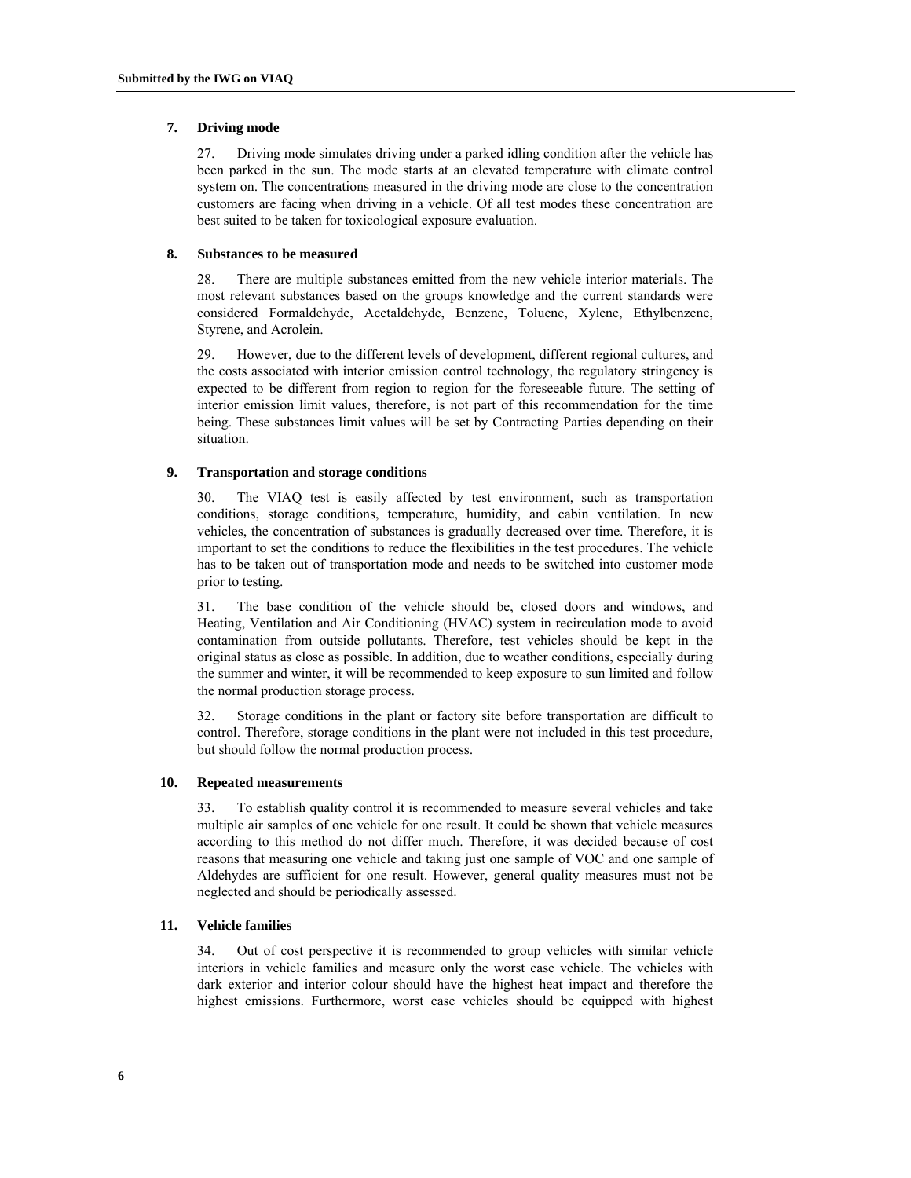## 7. Driving mode

27. Driving mode simulates driving under a parked idling condition after the vehicle has been parked in the sun. The mode starts at an elevated temperature with climate control system on. The concentrations measured in the driving mode are close to the concentration customers are facing when driving in a vehicle. Of all test modes these concentration are best suited to be taken for toxicological exposure evaluation.

## 8. Substances to be measured

28. There are multiple substances emitted from the new vehicle interior materials. The most relevant substances based on the groups knowledge and the current standards were considered Formaldehyde, Acetaldehyde, Benzene, Toluene, Xylene, Ethylbenzene, Styrene, and Acrolein.

29. However, due to the different levels of development, different regional cultures, and the costs associated with interior emission control technology, the regulatory stringency is expected to be different from region to region for the foreseeable future. The setting of interior emission limit values, therefore, is not part of this recommendation for the time being. These substances limit values will be set by Contracting Parties depending on their situation.

## 9. Transportation and storage conditions

30. The VIAQ test is easily affected by test environment, such as transportation conditions, storage conditions, temperature, humidity, and cabin ventilation. In new vehicles, the concentration of substances is gradually decreased over time. Therefore, it is important to set the conditions to reduce the flexibilities in the test procedures. The vehicle has to be taken out of transportation mode and needs to be switched into customer mode prior to testing.

31. The base condition of the vehicle should be, closed doors and windows, and Heating, Ventilation and Air Conditioning (HVAC) system in recirculation mode to avoid contamination from outside pollutants. Therefore, test vehicles should be kept in the original status as close as possible. In addition, due to weather conditions, especially during the summer and winter, it will be recommended to keep exposure to sun limited and follow the normal production storage process.

32. Storage conditions in the plant or factory site before transportation are difficult to control. Therefore, storage conditions in the plant were not included in this test procedure, but should follow the normal production process.

## 10. Repeated measurements

33. To establish quality control it is recommended to measure several vehicles and take multiple air samples of one vehicle for one result. It could be shown that vehicle measures according to this method do not differ much. Therefore, it was decided because of cost reasons that measuring one vehicle and taking just one sample of VOC and one sample of Aldehydes are sufficient for one result. However, general quality measures must not be neglected and should be periodically assessed.

## 11. Vehicle families

34. Out of cost perspective it is recommended to group vehicles with similar vehicle interiors in vehicle families and measure only the worst case vehicle. The vehicles with dark exterior and interior colour should have the highest heat impact and therefore the highest emissions. Furthermore, worst case vehicles should be equipped with highest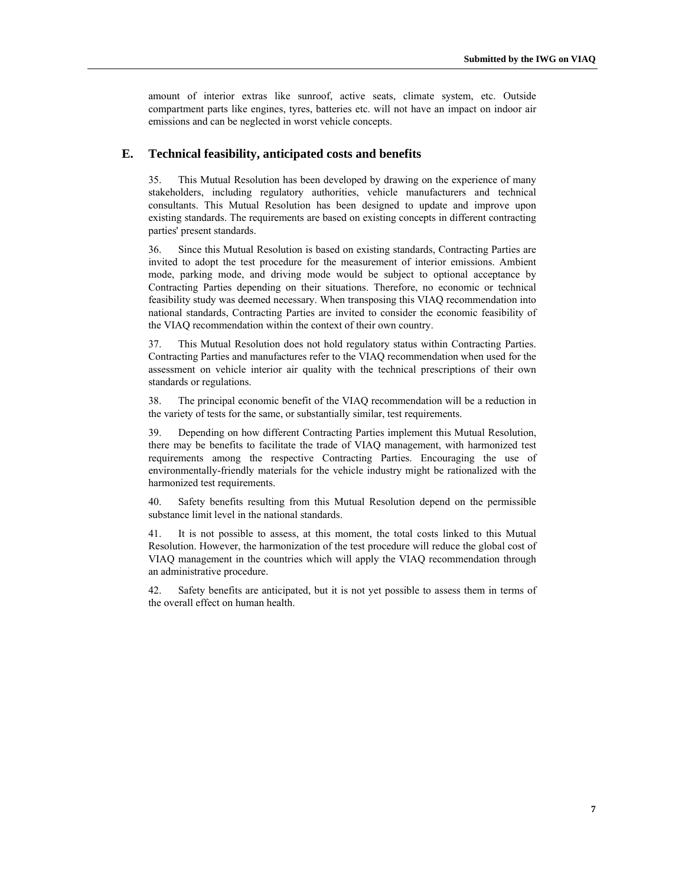amount of interior extras like sunroof, active seats, climate system, etc. Outside compartment parts like engines, tyres, batteries etc. will not have an impact on indoor air emissions and can be neglected in worst vehicle concepts.

## E. Technical feasibility, anticipated costs and benefits

35. This Mutual Resolution has been developed by drawing on the experience of many stakeholders, including regulatory authorities, vehicle manufacturers and technical consultants. This Mutual Resolution has been designed to update and improve upon existing standards. The requirements are based on existing concepts in different contracting parties' present standards.

36. Since this Mutual Resolution is based on existing standards, Contracting Parties are invited to adopt the test procedure for the measurement of interior emissions. Ambient mode, parking mode, and driving mode would be subject to optional acceptance by Contracting Parties depending on their situations. Therefore, no economic or technical feasibility study was deemed necessary. When transposing this VIAQ recommendation into national standards, Contracting Parties are invited to consider the economic feasibility of the VIAQ recommendation within the context of their own country.

37. This Mutual Resolution does not hold regulatory status within Contracting Parties. Contracting Parties and manufactures refer to the VIAQ recommendation when used for the assessment on vehicle interior air quality with the technical prescriptions of their own standards or regulations.

38. The principal economic benefit of the VIAQ recommendation will be a reduction in the variety of tests for the same, or substantially similar, test requirements.

39. Depending on how different Contracting Parties implement this Mutual Resolution, there may be benefits to facilitate the trade of VIAQ management, with harmonized test requirements among the respective Contracting Parties. Encouraging the use of environmentally-friendly materials for the vehicle industry might be rationalized with the harmonized test requirements.

40. Safety benefits resulting from this Mutual Resolution depend on the permissible substance limit level in the national standards.

41. It is not possible to assess, at this moment, the total costs linked to this Mutual Resolution. However, the harmonization of the test procedure will reduce the global cost of VIAQ management in the countries which will apply the VIAQ recommendation through an administrative procedure.

42. Safety benefits are anticipated, but it is not yet possible to assess them in terms of the overall effect on human health.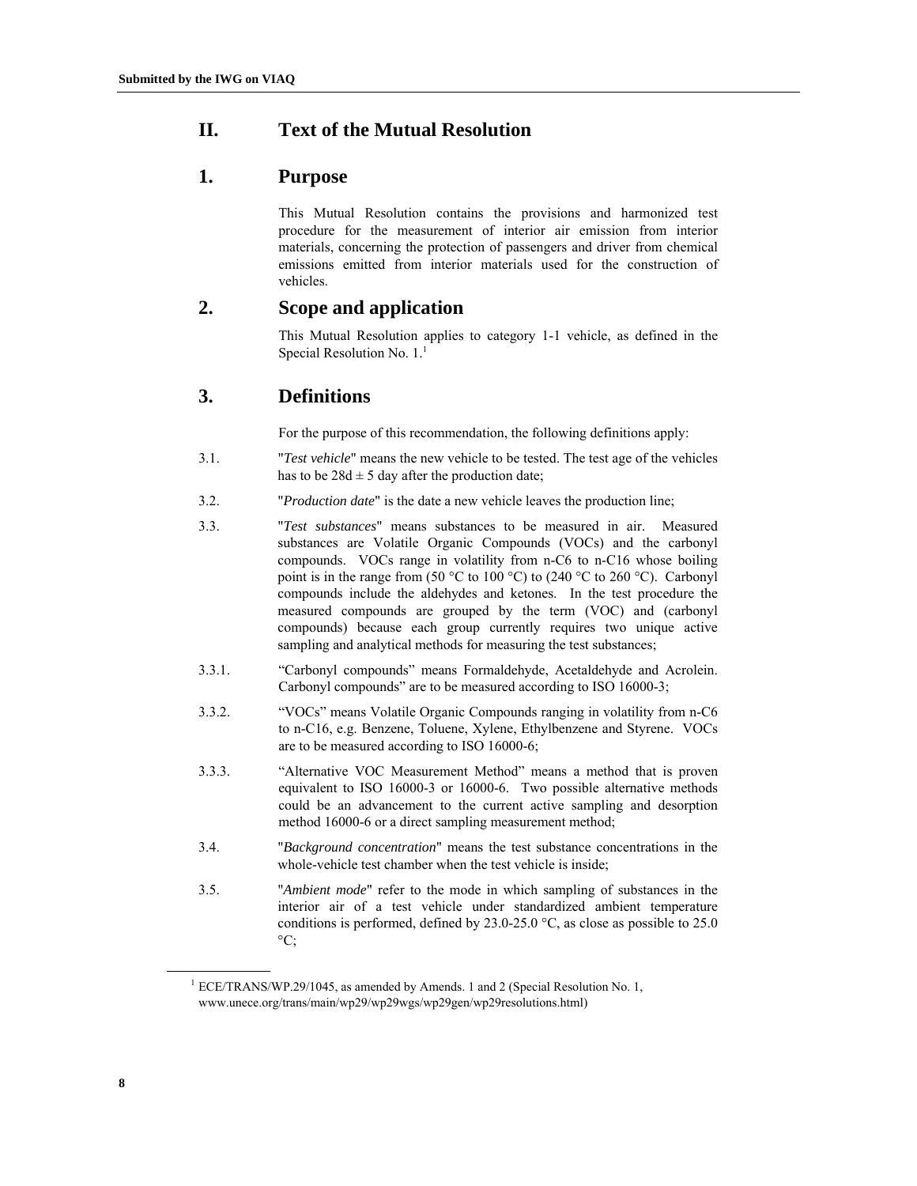## II. Text of the Mutual Resolution

## 1. Purpose

This Mutual Resolution contains the provisions and harmonized test procedure for the measurement of interior air emission from interior materials, concerning the protection of passengers and driver from chemical emissions emitted from interior materials used for the construction of vehicles.

## 2. Scope and application

This Mutual Resolution applies to category 1-1 vehicle, as defined in the Special Resolution No. 1.[1]

## 3. Definitions

For the purpose of this recommendation, the following definitions apply:

3.1. "*Test vehicle*" means the new vehicle to be tested. The test age of the vehicles has to be 28d ± 5 day after the production date;

3.2. "*Production date*" is the date a new vehicle leaves the production line;

3.3. "*Test substances*" means substances to be measured in air. Measured substances are Volatile Organic Compounds (VOCs) and the carbonyl compounds. VOCs range in volatility from n-C6 to n-C16 whose boiling point is in the range from (50 °C to 100 °C) to (240 °C to 260 °C). Carbonyl compounds include the aldehydes and ketones. In the test procedure the measured compounds are grouped by the term (VOC) and (carbonyl compounds) because each group currently requires two unique active sampling and analytical methods for measuring the test substances;

3.3.1. "Carbonyl compounds" means Formaldehyde, Acetaldehyde and Acrolein. Carbonyl compounds" are to be measured according to ISO 16000-3;

3.3.2. "VOCs" means Volatile Organic Compounds ranging in volatility from n-C6 to n-C16, e.g. Benzene, Toluene, Xylene, Ethylbenzene and Styrene. VOCs are to be measured according to ISO 16000-6;

3.3.3. "Alternative VOC Measurement Method" means a method that is proven equivalent to ISO 16000-3 or 16000-6. Two possible alternative methods could be an advancement to the current active sampling and desorption method 16000-6 or a direct sampling measurement method;

3.4. "*Background concentration*" means the test substance concentrations in the whole-vehicle test chamber when the test vehicle is inside;

3.5. "*Ambient mode*" refer to the mode in which sampling of substances in the interior air of a test vehicle under standardized ambient temperature conditions is performed, defined by 23.0-25.0 °C, as close as possible to 25.0 °C;

---

[1] ECE/TRANS/WP.29/1045, as amended by Amends. 1 and 2 (Special Resolution No. 1, www.unece.org/trans/main/wp29/wp29wgs/wp29gen/wp29resolutions.html)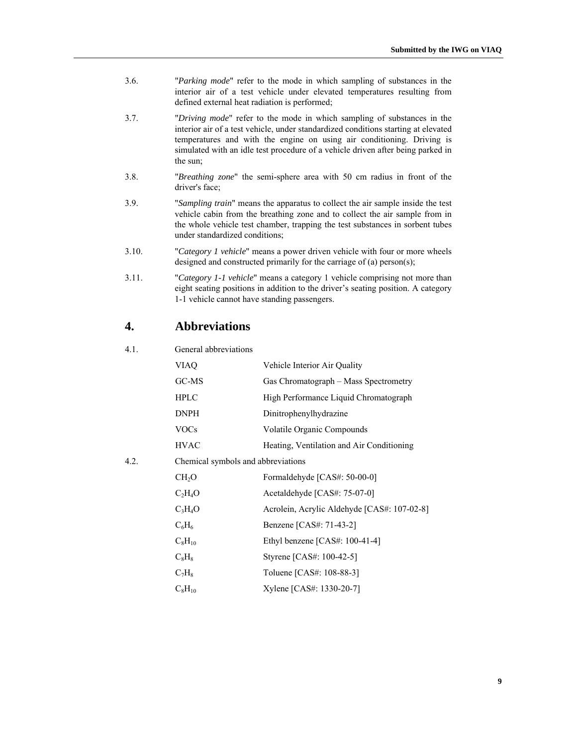3.6. "*Parking mode*" refer to the mode in which sampling of substances in the interior air of a test vehicle under elevated temperatures resulting from defined external heat radiation is performed;

3.7. "*Driving mode*" refer to the mode in which sampling of substances in the interior air of a test vehicle, under standardized conditions starting at elevated temperatures and with the engine on using air conditioning. Driving is simulated with an idle test procedure of a vehicle driven after being parked in the sun;

3.8. "*Breathing zone*" the semi-sphere area with 50 cm radius in front of the driver's face;

3.9. "*Sampling train*" means the apparatus to collect the air sample inside the test vehicle cabin from the breathing zone and to collect the air sample from in the whole vehicle test chamber, trapping the test substances in sorbent tubes under standardized conditions;

3.10. "*Category 1 vehicle*" means a power driven vehicle with four or more wheels designed and constructed primarily for the carriage of (a) person(s);

3.11. "*Category 1-1 vehicle*" means a category 1 vehicle comprising not more than eight seating positions in addition to the driver's seating position. A category 1-1 vehicle cannot have standing passengers.

## 4. Abbreviations

4.1. General abbreviations

| | |
|---|---|
| VIAQ | Vehicle Interior Air Quality |
| GC-MS | Gas Chromatograph – Mass Spectrometry |
| HPLC | High Performance Liquid Chromatograph |
| DNPH | Dinitrophenylhydrazine |
| VOCs | Volatile Organic Compounds |
| HVAC | Heating, Ventilation and Air Conditioning |

4.2. Chemical symbols and abbreviations

| | |
|---|---|
| $CH_2O$ | Formaldehyde [CAS#: 50-00-0] |
| $C_2H_4O$ | Acetaldehyde [CAS#: 75-07-0] |
| $C_3H_4O$ | Acrolein, Acrylic Aldehyde [CAS#: 107-02-8] |
| $C_6H_6$ | Benzene [CAS#: 71-43-2] |
| $C_8H_{10}$ | Ethyl benzene [CAS#: 100-41-4] |
| $C_8H_8$ | Styrene [CAS#: 100-42-5] |
| $C_7H_8$ | Toluene [CAS#: 108-88-3] |
| $C_8H_{10}$ | Xylene [CAS#: 1330-20-7] |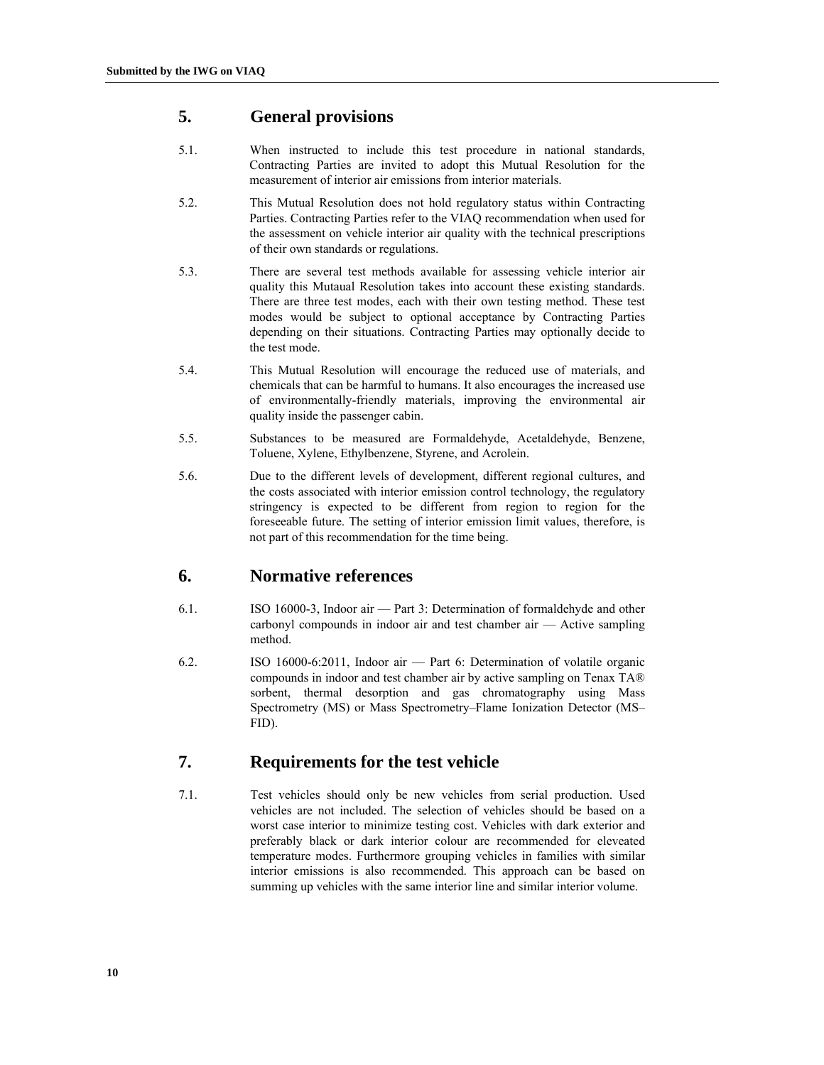## 5. General provisions

5.1. When instructed to include this test procedure in national standards, Contracting Parties are invited to adopt this Mutual Resolution for the measurement of interior air emissions from interior materials.

5.2. This Mutual Resolution does not hold regulatory status within Contracting Parties. Contracting Parties refer to the VIAQ recommendation when used for the assessment on vehicle interior air quality with the technical prescriptions of their own standards or regulations.

5.3. There are several test methods available for assessing vehicle interior air quality this Mutaual Resolution takes into account these existing standards. There are three test modes, each with their own testing method. These test modes would be subject to optional acceptance by Contracting Parties depending on their situations. Contracting Parties may optionally decide to the test mode.

5.4. This Mutual Resolution will encourage the reduced use of materials, and chemicals that can be harmful to humans. It also encourages the increased use of environmentally-friendly materials, improving the environmental air quality inside the passenger cabin.

5.5. Substances to be measured are Formaldehyde, Acetaldehyde, Benzene, Toluene, Xylene, Ethylbenzene, Styrene, and Acrolein.

5.6. Due to the different levels of development, different regional cultures, and the costs associated with interior emission control technology, the regulatory stringency is expected to be different from region to region for the foreseeable future. The setting of interior emission limit values, therefore, is not part of this recommendation for the time being.

## 6. Normative references

6.1. ISO 16000-3, Indoor air — Part 3: Determination of formaldehyde and other carbonyl compounds in indoor air and test chamber air — Active sampling method.

6.2. ISO 16000-6:2011, Indoor air — Part 6: Determination of volatile organic compounds in indoor and test chamber air by active sampling on Tenax TA® sorbent, thermal desorption and gas chromatography using Mass Spectrometry (MS) or Mass Spectrometry–Flame Ionization Detector (MS–FID).

## 7. Requirements for the test vehicle

7.1. Test vehicles should only be new vehicles from serial production. Used vehicles are not included. The selection of vehicles should be based on a worst case interior to minimize testing cost. Vehicles with dark exterior and preferably black or dark interior colour are recommended for eleveated temperature modes. Furthermore grouping vehicles in families with similar interior emissions is also recommended. This approach can be based on summing up vehicles with the same interior line and similar interior volume.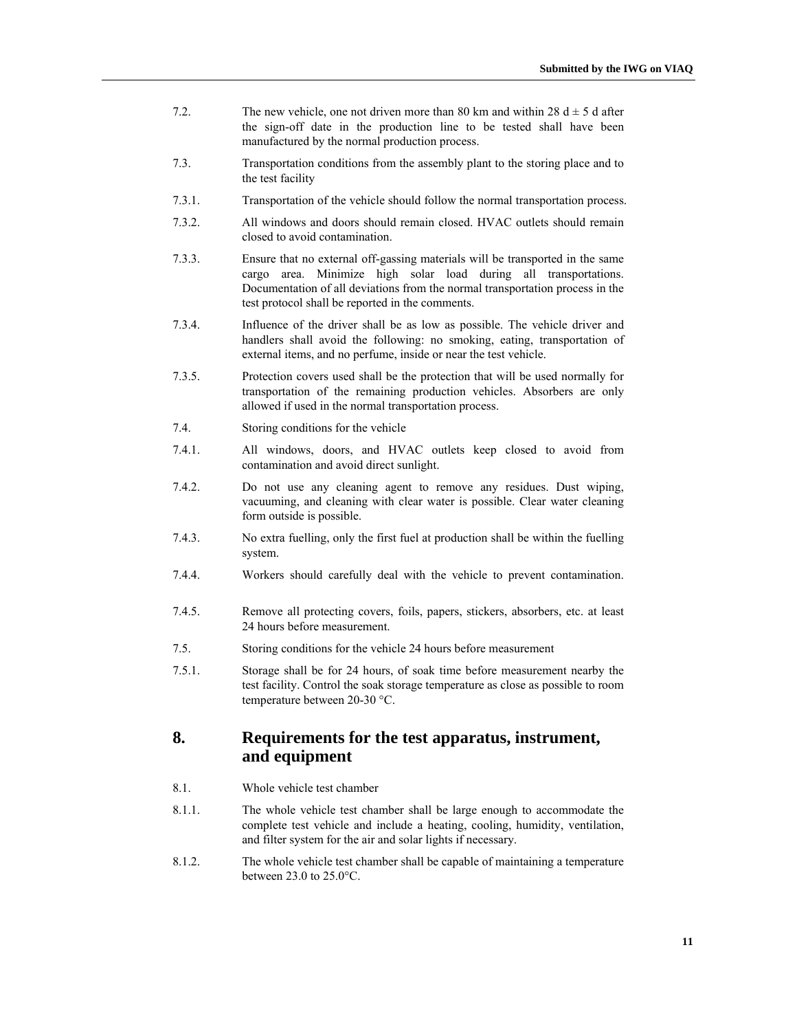7.2. The new vehicle, one not driven more than 80 km and within 28 d ± 5 d after the sign-off date in the production line to be tested shall have been manufactured by the normal production process.

7.3. Transportation conditions from the assembly plant to the storing place and to the test facility

7.3.1. Transportation of the vehicle should follow the normal transportation process.

7.3.2. All windows and doors should remain closed. HVAC outlets should remain closed to avoid contamination.

7.3.3. Ensure that no external off-gassing materials will be transported in the same cargo area. Minimize high solar load during all transportations. Documentation of all deviations from the normal transportation process in the test protocol shall be reported in the comments.

7.3.4. Influence of the driver shall be as low as possible. The vehicle driver and handlers shall avoid the following: no smoking, eating, transportation of external items, and no perfume, inside or near the test vehicle.

7.3.5. Protection covers used shall be the protection that will be used normally for transportation of the remaining production vehicles. Absorbers are only allowed if used in the normal transportation process.

7.4. Storing conditions for the vehicle

7.4.1. All windows, doors, and HVAC outlets keep closed to avoid from contamination and avoid direct sunlight.

7.4.2. Do not use any cleaning agent to remove any residues. Dust wiping, vacuuming, and cleaning with clear water is possible. Clear water cleaning form outside is possible.

7.4.3. No extra fuelling, only the first fuel at production shall be within the fuelling system.

7.4.4. Workers should carefully deal with the vehicle to prevent contamination.

7.4.5. Remove all protecting covers, foils, papers, stickers, absorbers, etc. at least 24 hours before measurement.

7.5. Storing conditions for the vehicle 24 hours before measurement

7.5.1. Storage shall be for 24 hours, of soak time before measurement nearby the test facility. Control the soak storage temperature as close as possible to room temperature between 20-30 °C.

## 8. Requirements for the test apparatus, instrument, and equipment

8.1. Whole vehicle test chamber

8.1.1. The whole vehicle test chamber shall be large enough to accommodate the complete test vehicle and include a heating, cooling, humidity, ventilation, and filter system for the air and solar lights if necessary.

8.1.2. The whole vehicle test chamber shall be capable of maintaining a temperature between 23.0 to 25.0°C.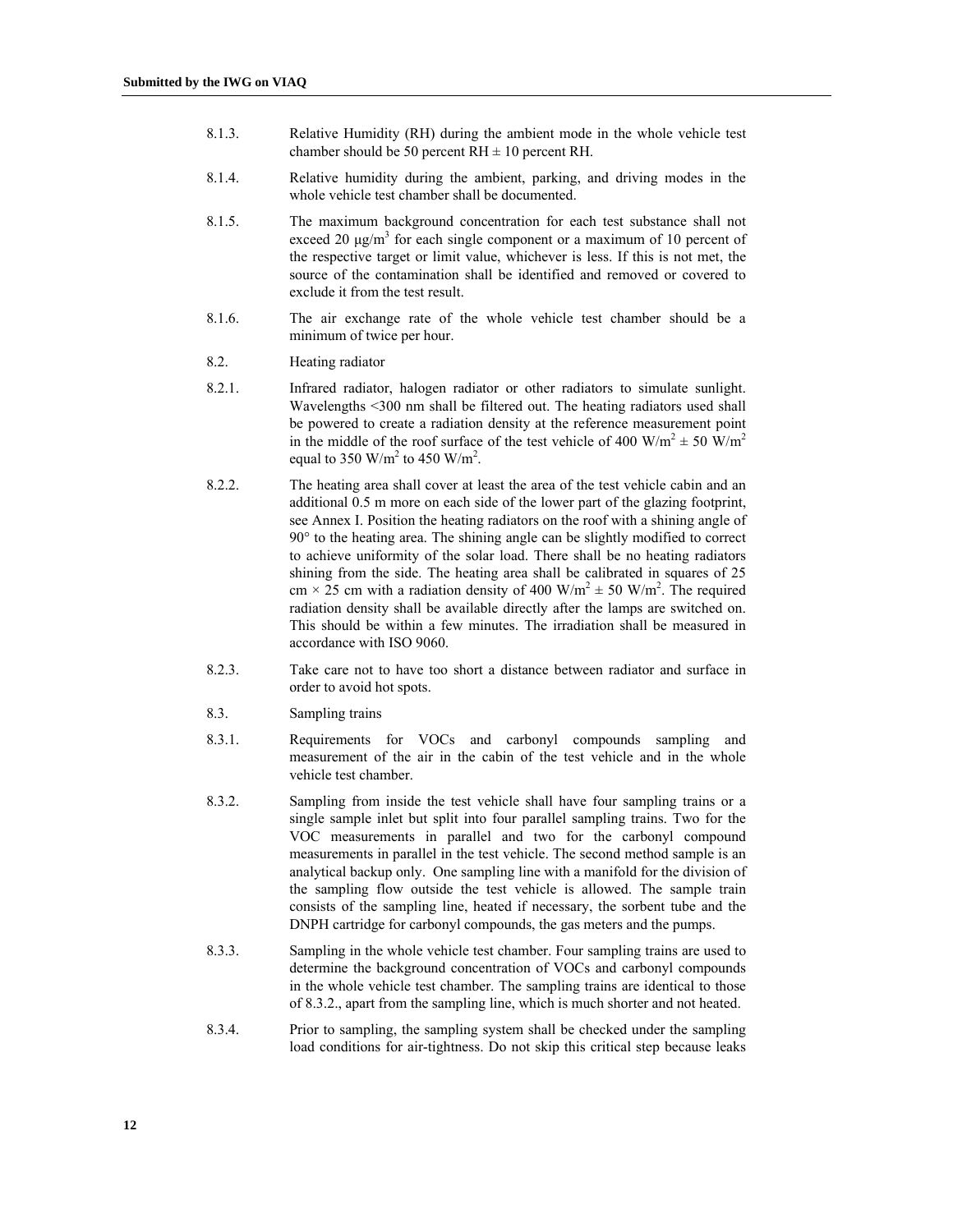8.1.3. Relative Humidity (RH) during the ambient mode in the whole vehicle test chamber should be 50 percent RH ± 10 percent RH.

8.1.4. Relative humidity during the ambient, parking, and driving modes in the whole vehicle test chamber shall be documented.

8.1.5. The maximum background concentration for each test substance shall not exceed 20 µg/m$^3$ for each single component or a maximum of 10 percent of the respective target or limit value, whichever is less. If this is not met, the source of the contamination shall be identified and removed or covered to exclude it from the test result.

8.1.6. The air exchange rate of the whole vehicle test chamber should be a minimum of twice per hour.

8.2. Heating radiator

8.2.1. Infrared radiator, halogen radiator or other radiators to simulate sunlight. Wavelengths <300 nm shall be filtered out. The heating radiators used shall be powered to create a radiation density at the reference measurement point in the middle of the roof surface of the test vehicle of 400 W/m$^2$ ± 50 W/m$^2$ equal to 350 W/m$^2$ to 450 W/m$^2$.

8.2.2. The heating area shall cover at least the area of the test vehicle cabin and an additional 0.5 m more on each side of the lower part of the glazing footprint, see Annex I. Position the heating radiators on the roof with a shining angle of 90° to the heating area. The shining angle can be slightly modified to correct to achieve uniformity of the solar load. There shall be no heating radiators shining from the side. The heating area shall be calibrated in squares of 25 cm × 25 cm with a radiation density of 400 W/m$^2$ ± 50 W/m$^2$. The required radiation density shall be available directly after the lamps are switched on. This should be within a few minutes. The irradiation shall be measured in accordance with ISO 9060.

8.2.3. Take care not to have too short a distance between radiator and surface in order to avoid hot spots.

8.3. Sampling trains

8.3.1. Requirements for VOCs and carbonyl compounds sampling and measurement of the air in the cabin of the test vehicle and in the whole vehicle test chamber.

8.3.2. Sampling from inside the test vehicle shall have four sampling trains or a single sample inlet but split into four parallel sampling trains. Two for the VOC measurements in parallel and two for the carbonyl compound measurements in parallel in the test vehicle. The second method sample is an analytical backup only. One sampling line with a manifold for the division of the sampling flow outside the test vehicle is allowed. The sample train consists of the sampling line, heated if necessary, the sorbent tube and the DNPH cartridge for carbonyl compounds, the gas meters and the pumps.

8.3.3. Sampling in the whole vehicle test chamber. Four sampling trains are used to determine the background concentration of VOCs and carbonyl compounds in the whole vehicle test chamber. The sampling trains are identical to those of 8.3.2., apart from the sampling line, which is much shorter and not heated.

8.3.4. Prior to sampling, the sampling system shall be checked under the sampling load conditions for air-tightness. Do not skip this critical step because leaks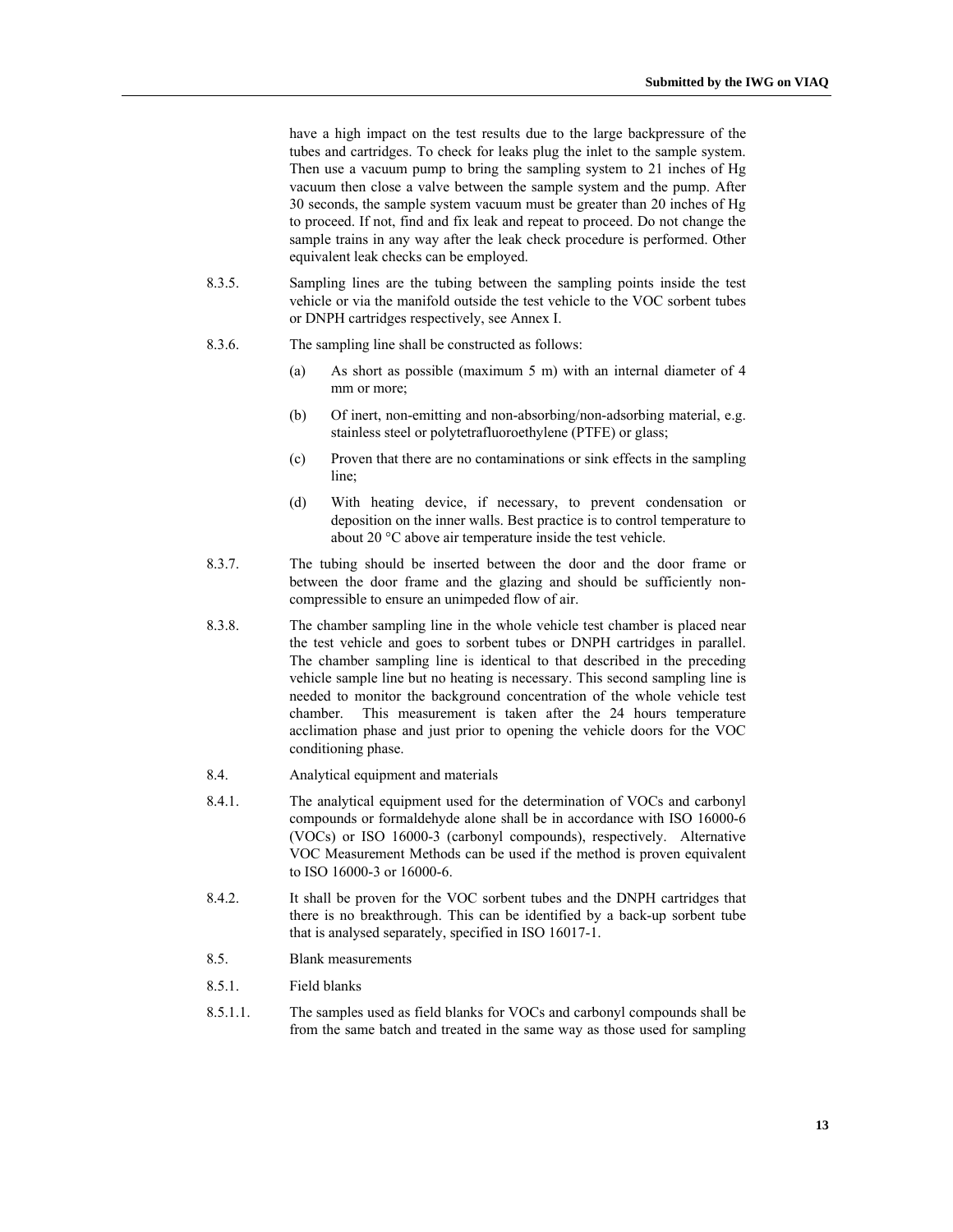have a high impact on the test results due to the large backpressure of the tubes and cartridges. To check for leaks plug the inlet to the sample system. Then use a vacuum pump to bring the sampling system to 21 inches of Hg vacuum then close a valve between the sample system and the pump. After 30 seconds, the sample system vacuum must be greater than 20 inches of Hg to proceed. If not, find and fix leak and repeat to proceed. Do not change the sample trains in any way after the leak check procedure is performed. Other equivalent leak checks can be employed.

8.3.5. Sampling lines are the tubing between the sampling points inside the test vehicle or via the manifold outside the test vehicle to the VOC sorbent tubes or DNPH cartridges respectively, see Annex I.

8.3.6. The sampling line shall be constructed as follows:

(a) As short as possible (maximum 5 m) with an internal diameter of 4 mm or more;

(b) Of inert, non-emitting and non-absorbing/non-adsorbing material, e.g. stainless steel or polytetrafluoroethylene (PTFE) or glass;

(c) Proven that there are no contaminations or sink effects in the sampling line;

(d) With heating device, if necessary, to prevent condensation or deposition on the inner walls. Best practice is to control temperature to about 20 °C above air temperature inside the test vehicle.

8.3.7. The tubing should be inserted between the door and the door frame or between the door frame and the glazing and should be sufficiently non-compressible to ensure an unimpeded flow of air.

8.3.8. The chamber sampling line in the whole vehicle test chamber is placed near the test vehicle and goes to sorbent tubes or DNPH cartridges in parallel. The chamber sampling line is identical to that described in the preceding vehicle sample line but no heating is necessary. This second sampling line is needed to monitor the background concentration of the whole vehicle test chamber. This measurement is taken after the 24 hours temperature acclimation phase and just prior to opening the vehicle doors for the VOC conditioning phase.

8.4. Analytical equipment and materials

8.4.1. The analytical equipment used for the determination of VOCs and carbonyl compounds or formaldehyde alone shall be in accordance with ISO 16000-6 (VOCs) or ISO 16000-3 (carbonyl compounds), respectively. Alternative VOC Measurement Methods can be used if the method is proven equivalent to ISO 16000-3 or 16000-6.

8.4.2. It shall be proven for the VOC sorbent tubes and the DNPH cartridges that there is no breakthrough. This can be identified by a back-up sorbent tube that is analysed separately, specified in ISO 16017-1.

8.5. Blank measurements

8.5.1. Field blanks

8.5.1.1. The samples used as field blanks for VOCs and carbonyl compounds shall be from the same batch and treated in the same way as those used for sampling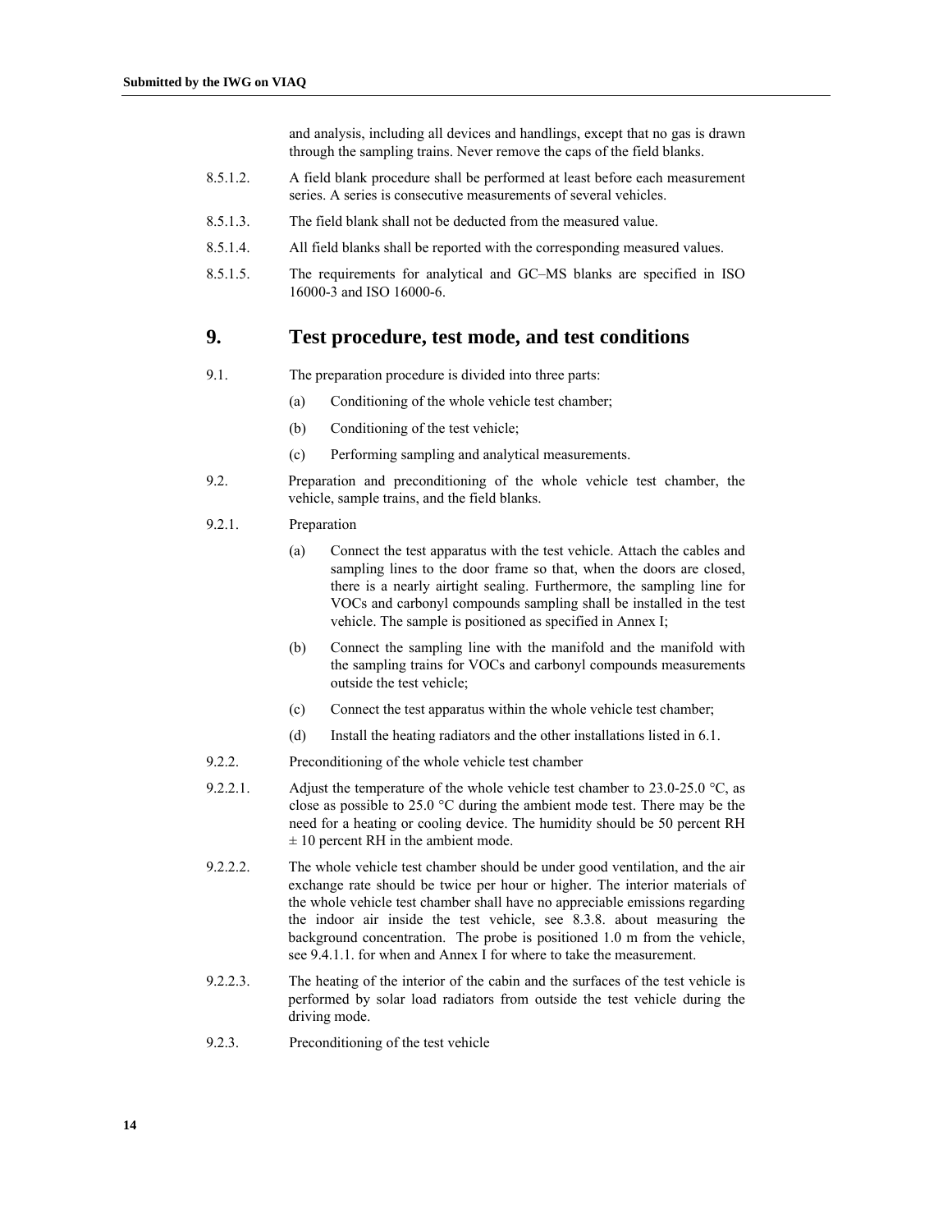and analysis, including all devices and handlings, except that no gas is drawn through the sampling trains. Never remove the caps of the field blanks.

8.5.1.2. A field blank procedure shall be performed at least before each measurement series. A series is consecutive measurements of several vehicles.

8.5.1.3. The field blank shall not be deducted from the measured value.

8.5.1.4. All field blanks shall be reported with the corresponding measured values.

8.5.1.5. The requirements for analytical and GC–MS blanks are specified in ISO 16000-3 and ISO 16000-6.

## 9. Test procedure, test mode, and test conditions

9.1. The preparation procedure is divided into three parts:

(a) Conditioning of the whole vehicle test chamber;

(b) Conditioning of the test vehicle;

(c) Performing sampling and analytical measurements.

9.2. Preparation and preconditioning of the whole vehicle test chamber, the vehicle, sample trains, and the field blanks.

9.2.1. Preparation

(a) Connect the test apparatus with the test vehicle. Attach the cables and sampling lines to the door frame so that, when the doors are closed, there is a nearly airtight sealing. Furthermore, the sampling line for VOCs and carbonyl compounds sampling shall be installed in the test vehicle. The sample is positioned as specified in Annex I;

(b) Connect the sampling line with the manifold and the manifold with the sampling trains for VOCs and carbonyl compounds measurements outside the test vehicle;

(c) Connect the test apparatus within the whole vehicle test chamber;

(d) Install the heating radiators and the other installations listed in 6.1.

9.2.2. Preconditioning of the whole vehicle test chamber

9.2.2.1. Adjust the temperature of the whole vehicle test chamber to 23.0-25.0 °C, as close as possible to 25.0 °C during the ambient mode test. There may be the need for a heating or cooling device. The humidity should be 50 percent RH ± 10 percent RH in the ambient mode.

9.2.2.2. The whole vehicle test chamber should be under good ventilation, and the air exchange rate should be twice per hour or higher. The interior materials of the whole vehicle test chamber shall have no appreciable emissions regarding the indoor air inside the test vehicle, see 8.3.8. about measuring the background concentration. The probe is positioned 1.0 m from the vehicle, see 9.4.1.1. for when and Annex I for where to take the measurement.

9.2.2.3. The heating of the interior of the cabin and the surfaces of the test vehicle is performed by solar load radiators from outside the test vehicle during the driving mode.

9.2.3. Preconditioning of the test vehicle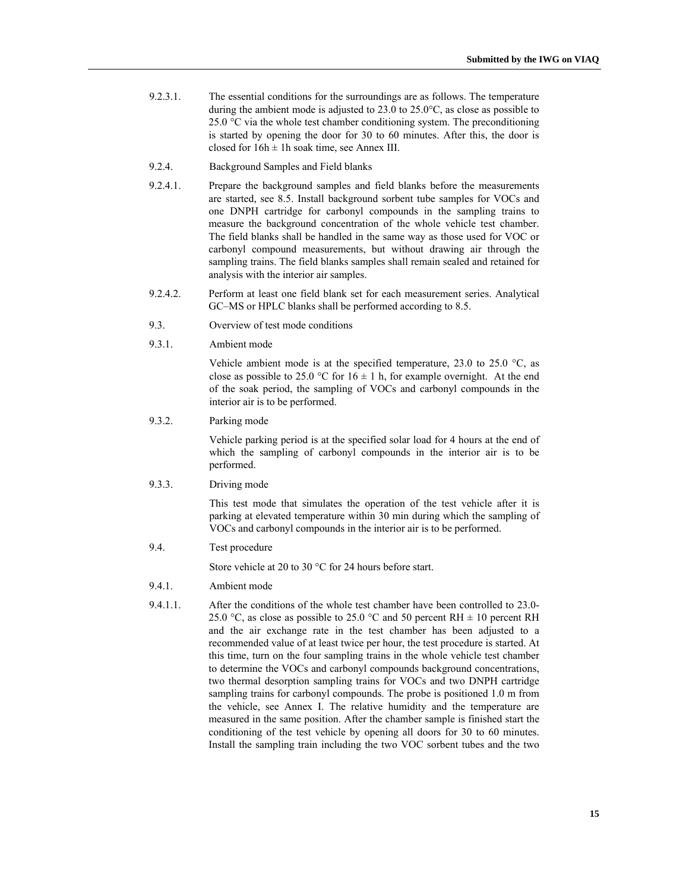9.2.3.1. The essential conditions for the surroundings are as follows. The temperature during the ambient mode is adjusted to 23.0 to 25.0°C, as close as possible to 25.0 °C via the whole test chamber conditioning system. The preconditioning is started by opening the door for 30 to 60 minutes. After this, the door is closed for 16h ± 1h soak time, see Annex III.

9.2.4. Background Samples and Field blanks

9.2.4.1. Prepare the background samples and field blanks before the measurements are started, see 8.5. Install background sorbent tube samples for VOCs and one DNPH cartridge for carbonyl compounds in the sampling trains to measure the background concentration of the whole vehicle test chamber. The field blanks shall be handled in the same way as those used for VOC or carbonyl compound measurements, but without drawing air through the sampling trains. The field blanks samples shall remain sealed and retained for analysis with the interior air samples.

9.2.4.2. Perform at least one field blank set for each measurement series. Analytical GC–MS or HPLC blanks shall be performed according to 8.5.

9.3. Overview of test mode conditions

9.3.1. Ambient mode

Vehicle ambient mode is at the specified temperature, 23.0 to 25.0 °C, as close as possible to 25.0 °C for 16 ± 1 h, for example overnight. At the end of the soak period, the sampling of VOCs and carbonyl compounds in the interior air is to be performed.

9.3.2. Parking mode

Vehicle parking period is at the specified solar load for 4 hours at the end of which the sampling of carbonyl compounds in the interior air is to be performed.

9.3.3. Driving mode

This test mode that simulates the operation of the test vehicle after it is parking at elevated temperature within 30 min during which the sampling of VOCs and carbonyl compounds in the interior air is to be performed.

9.4. Test procedure

Store vehicle at 20 to 30 °C for 24 hours before start.

9.4.1. Ambient mode

9.4.1.1. After the conditions of the whole test chamber have been controlled to 23.0-25.0 °C, as close as possible to 25.0 °C and 50 percent RH ± 10 percent RH and the air exchange rate in the test chamber has been adjusted to a recommended value of at least twice per hour, the test procedure is started. At this time, turn on the four sampling trains in the whole vehicle test chamber to determine the VOCs and carbonyl compounds background concentrations, two thermal desorption sampling trains for VOCs and two DNPH cartridge sampling trains for carbonyl compounds. The probe is positioned 1.0 m from the vehicle, see Annex I. The relative humidity and the temperature are measured in the same position. After the chamber sample is finished start the conditioning of the test vehicle by opening all doors for 30 to 60 minutes. Install the sampling train including the two VOC sorbent tubes and the two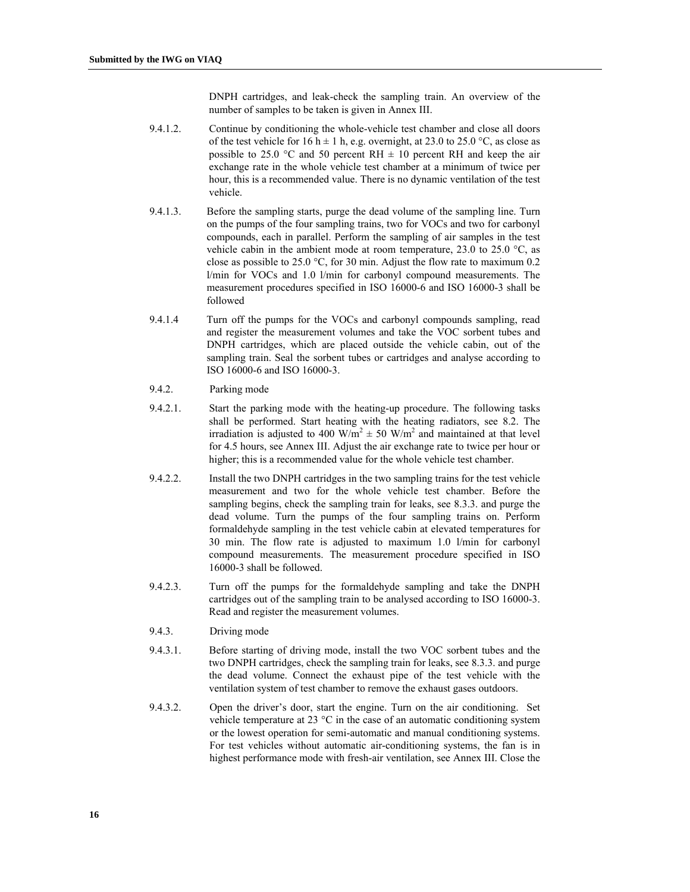DNPH cartridges, and leak-check the sampling train. An overview of the number of samples to be taken is given in Annex III.

9.4.1.2. Continue by conditioning the whole-vehicle test chamber and close all doors of the test vehicle for 16 h ± 1 h, e.g. overnight, at 23.0 to 25.0 °C, as close as possible to 25.0 °C and 50 percent RH ± 10 percent RH and keep the air exchange rate in the whole vehicle test chamber at a minimum of twice per hour, this is a recommended value. There is no dynamic ventilation of the test vehicle.

9.4.1.3. Before the sampling starts, purge the dead volume of the sampling line. Turn on the pumps of the four sampling trains, two for VOCs and two for carbonyl compounds, each in parallel. Perform the sampling of air samples in the test vehicle cabin in the ambient mode at room temperature, 23.0 to 25.0 °C, as close as possible to 25.0 °C, for 30 min. Adjust the flow rate to maximum 0.2 l/min for VOCs and 1.0 l/min for carbonyl compound measurements. The measurement procedures specified in ISO 16000-6 and ISO 16000-3 shall be followed

9.4.1.4 Turn off the pumps for the VOCs and carbonyl compounds sampling, read and register the measurement volumes and take the VOC sorbent tubes and DNPH cartridges, which are placed outside the vehicle cabin, out of the sampling train. Seal the sorbent tubes or cartridges and analyse according to ISO 16000-6 and ISO 16000-3.

9.4.2. Parking mode

9.4.2.1. Start the parking mode with the heating-up procedure. The following tasks shall be performed. Start heating with the heating radiators, see 8.2. The irradiation is adjusted to 400 W/m$^2$ ± 50 W/m$^2$ and maintained at that level for 4.5 hours, see Annex III. Adjust the air exchange rate to twice per hour or higher; this is a recommended value for the whole vehicle test chamber.

9.4.2.2. Install the two DNPH cartridges in the two sampling trains for the test vehicle measurement and two for the whole vehicle test chamber. Before the sampling begins, check the sampling train for leaks, see 8.3.3. and purge the dead volume. Turn the pumps of the four sampling trains on. Perform formaldehyde sampling in the test vehicle cabin at elevated temperatures for 30 min. The flow rate is adjusted to maximum 1.0 l/min for carbonyl compound measurements. The measurement procedure specified in ISO 16000-3 shall be followed.

9.4.2.3. Turn off the pumps for the formaldehyde sampling and take the DNPH cartridges out of the sampling train to be analysed according to ISO 16000-3. Read and register the measurement volumes.

9.4.3. Driving mode

9.4.3.1. Before starting of driving mode, install the two VOC sorbent tubes and the two DNPH cartridges, check the sampling train for leaks, see 8.3.3. and purge the dead volume. Connect the exhaust pipe of the test vehicle with the ventilation system of test chamber to remove the exhaust gases outdoors.

9.4.3.2. Open the driver's door, start the engine. Turn on the air conditioning. Set vehicle temperature at 23 °C in the case of an automatic conditioning system or the lowest operation for semi-automatic and manual conditioning systems. For test vehicles without automatic air-conditioning systems, the fan is in highest performance mode with fresh-air ventilation, see Annex III. Close the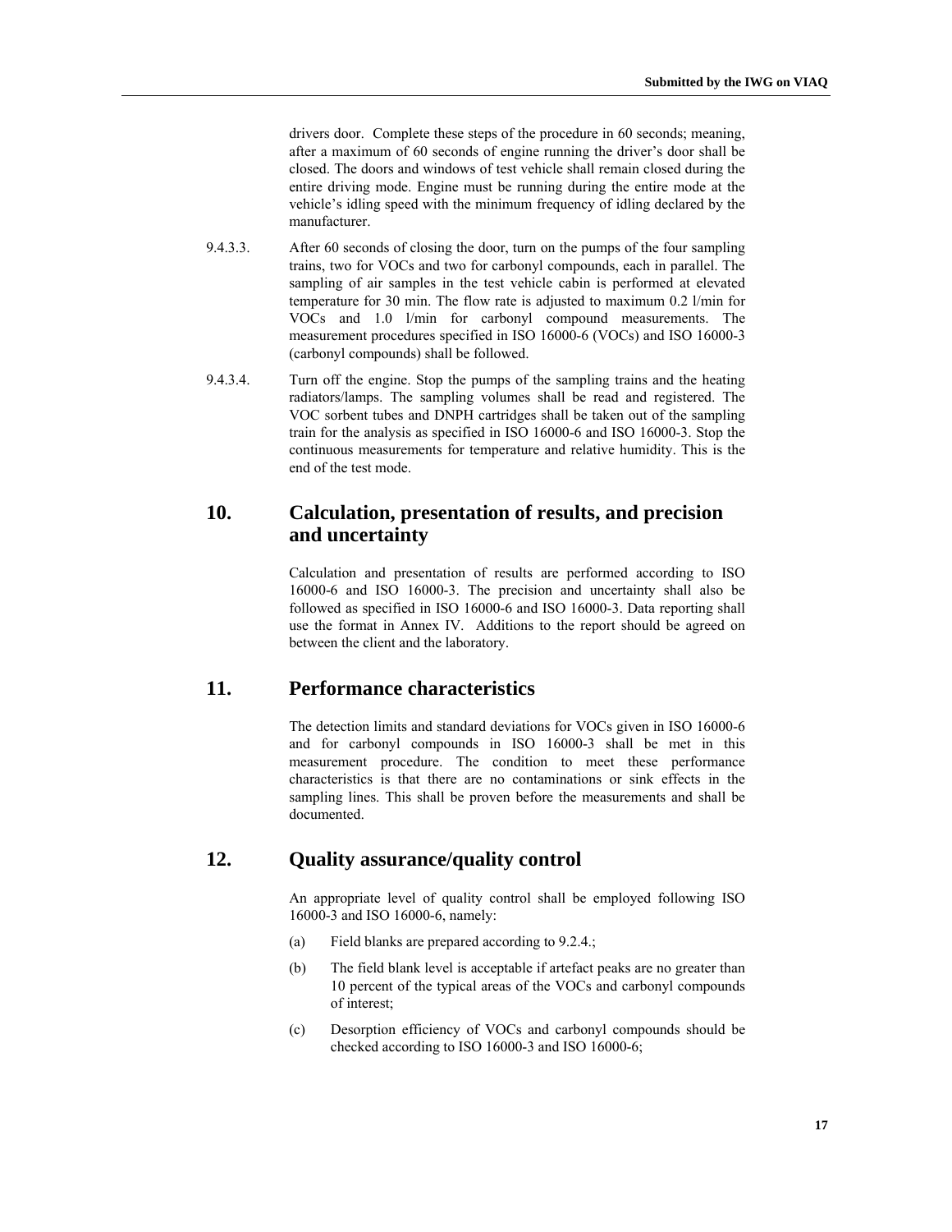drivers door. Complete these steps of the procedure in 60 seconds; meaning, after a maximum of 60 seconds of engine running the driver's door shall be closed. The doors and windows of test vehicle shall remain closed during the entire driving mode. Engine must be running during the entire mode at the vehicle's idling speed with the minimum frequency of idling declared by the manufacturer.

9.4.3.3. After 60 seconds of closing the door, turn on the pumps of the four sampling trains, two for VOCs and two for carbonyl compounds, each in parallel. The sampling of air samples in the test vehicle cabin is performed at elevated temperature for 30 min. The flow rate is adjusted to maximum 0.2 l/min for VOCs and 1.0 l/min for carbonyl compound measurements. The measurement procedures specified in ISO 16000-6 (VOCs) and ISO 16000-3 (carbonyl compounds) shall be followed.

9.4.3.4. Turn off the engine. Stop the pumps of the sampling trains and the heating radiators/lamps. The sampling volumes shall be read and registered. The VOC sorbent tubes and DNPH cartridges shall be taken out of the sampling train for the analysis as specified in ISO 16000-6 and ISO 16000-3. Stop the continuous measurements for temperature and relative humidity. This is the end of the test mode.

## 10. Calculation, presentation of results, and precision and uncertainty

Calculation and presentation of results are performed according to ISO 16000-6 and ISO 16000-3. The precision and uncertainty shall also be followed as specified in ISO 16000-6 and ISO 16000-3. Data reporting shall use the format in Annex IV. Additions to the report should be agreed on between the client and the laboratory.

## 11. Performance characteristics

The detection limits and standard deviations for VOCs given in ISO 16000-6 and for carbonyl compounds in ISO 16000-3 shall be met in this measurement procedure. The condition to meet these performance characteristics is that there are no contaminations or sink effects in the sampling lines. This shall be proven before the measurements and shall be documented.

## 12. Quality assurance/quality control

An appropriate level of quality control shall be employed following ISO 16000-3 and ISO 16000-6, namely:

(a) Field blanks are prepared according to 9.2.4.;

(b) The field blank level is acceptable if artefact peaks are no greater than 10 percent of the typical areas of the VOCs and carbonyl compounds of interest;

(c) Desorption efficiency of VOCs and carbonyl compounds should be checked according to ISO 16000-3 and ISO 16000-6;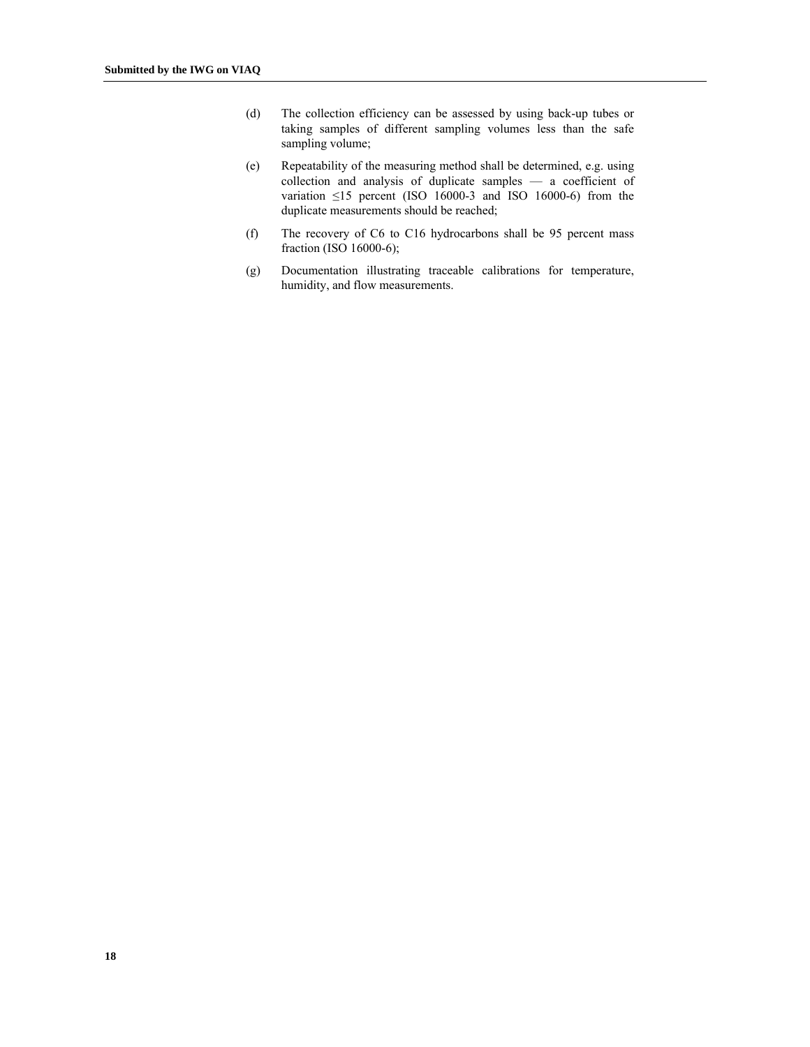(d) The collection efficiency can be assessed by using back-up tubes or taking samples of different sampling volumes less than the safe sampling volume;

(e) Repeatability of the measuring method shall be determined, e.g. using collection and analysis of duplicate samples — a coefficient of variation $\leq$15 percent (ISO 16000-3 and ISO 16000-6) from the duplicate measurements should be reached;

(f) The recovery of C6 to C16 hydrocarbons shall be 95 percent mass fraction (ISO 16000-6);

(g) Documentation illustrating traceable calibrations for temperature, humidity, and flow measurements.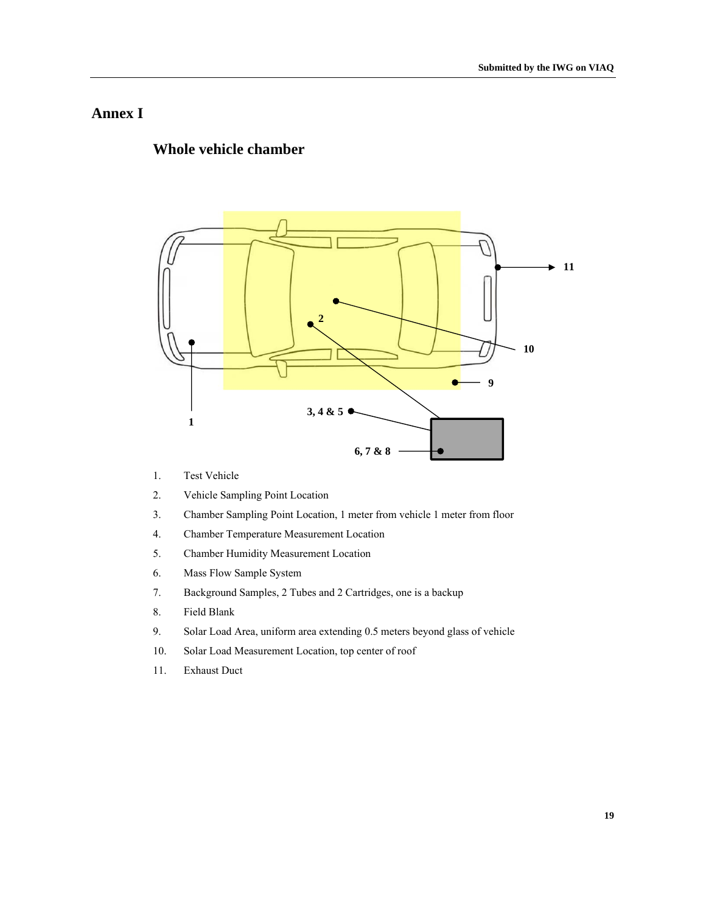# Annex I

## Whole vehicle chamber

1. Test Vehicle
2. Vehicle Sampling Point Location
3. Chamber Sampling Point Location, 1 meter from vehicle 1 meter from floor
4. Chamber Temperature Measurement Location
5. Chamber Humidity Measurement Location
6. Mass Flow Sample System
7. Background Samples, 2 Tubes and 2 Cartridges, one is a backup
8. Field Blank
9. Solar Load Area, uniform area extending 0.5 meters beyond glass of vehicle
10. Solar Load Measurement Location, top center of roof
11. Exhaust Duct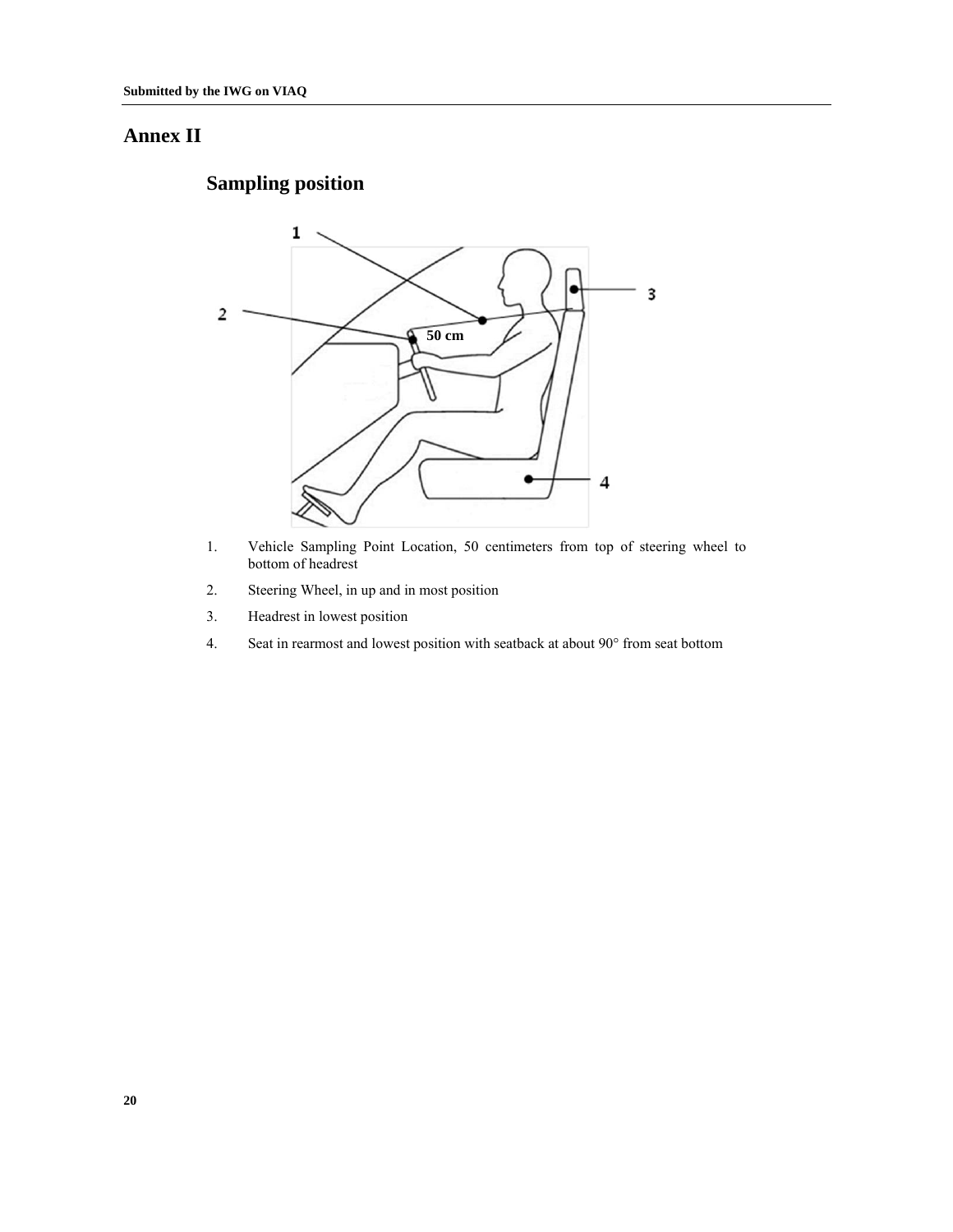# Annex II

## Sampling position

1. Vehicle Sampling Point Location, 50 centimeters from top of steering wheel to bottom of headrest
2. Steering Wheel, in up and in most position
3. Headrest in lowest position
4. Seat in rearmost and lowest position with seatback at about 90° from seat bottom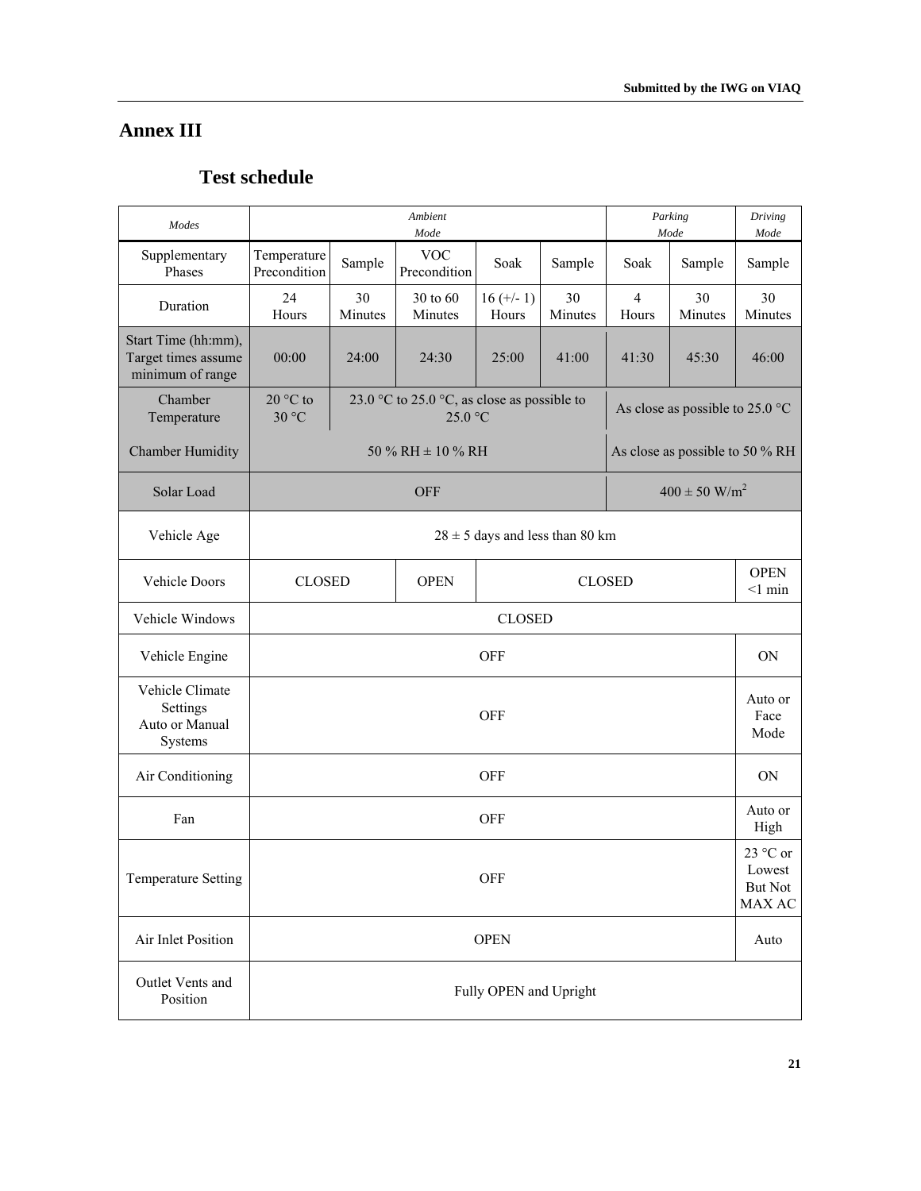# Annex III

## Test schedule

| *Modes* | *Ambient Mode* | | | | | *Parking Mode* | | *Driving Mode* |
|---|---|---|---|---|---|---|---|---|
| Supplementary Phases | Temperature Precondition | Sample | VOC Precondition | Soak | Sample | Soak | Sample | Sample |
| Duration | 24 Hours | 30 Minutes | 30 to 60 Minutes | 16 (+/- 1) Hours | 30 Minutes | 4 Hours | 30 Minutes | 30 Minutes |
| Start Time (hh:mm), Target times assume minimum of range | 00:00 | 24:00 | 24:30 | 25:00 | 41:00 | 41:30 | 45:30 | 46:00 |
| Chamber Temperature | 20 °C to 30 °C | 23.0 °C to 25.0 °C, as close as possible to 25.0 °C | | | | As close as possible to 25.0 °C | | |
| Chamber Humidity | 50 % RH ± 10 % RH | | | | | As close as possible to 50 % RH | | |
| Solar Load | OFF | | | | | 400 ± 50 W/m$^2$ | | |
| Vehicle Age | 28 ± 5 days and less than 80 km | | | | | | | |
| Vehicle Doors | CLOSED | | OPEN | CLOSED | | | | OPEN <1 min |
| Vehicle Windows | CLOSED | | | | | | | |
| Vehicle Engine | OFF | | | | | | | ON |
| Vehicle Climate Settings Auto or Manual Systems | OFF | | | | | | | Auto or Face Mode |
| Air Conditioning | OFF | | | | | | | ON |
| Fan | OFF | | | | | | | Auto or High |
| Temperature Setting | OFF | | | | | | | 23 °C or Lowest But Not MAX AC |
| Air Inlet Position | OPEN | | | | | | | Auto |
| Outlet Vents and Position | Fully OPEN and Upright | | | | | | | |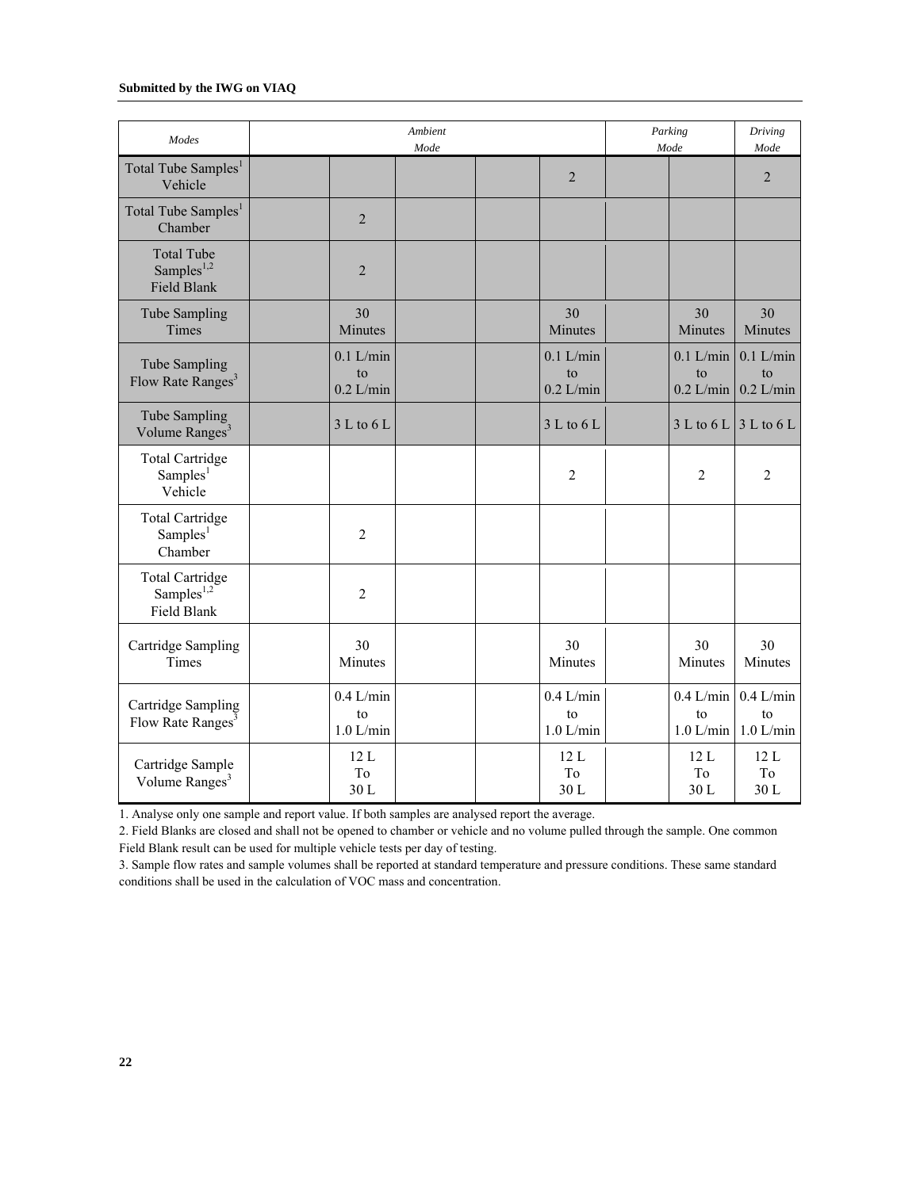| Modes | Ambient Mode | | | | | Parking Mode | | Driving Mode |
|---|---|---|---|---|---|---|---|---|
| Total Tube Samples[1] Vehicle | | | | | 2 | | | 2 |
| Total Tube Samples[1] Chamber | | 2 | | | | | | |
| Total Tube Samples[1,2] Field Blank | | 2 | | | | | | |
| Tube Sampling Times | | 30 Minutes | | | 30 Minutes | | 30 Minutes | 30 Minutes |
| Tube Sampling Flow Rate Ranges[3] | | 0.1 L/min to 0.2 L/min | | | 0.1 L/min to 0.2 L/min | | 0.1 L/min to 0.2 L/min | 0.1 L/min to 0.2 L/min |
| Tube Sampling Volume Ranges[3] | | 3 L to 6 L | | | 3 L to 6 L | | 3 L to 6 L | 3 L to 6 L |
| Total Cartridge Samples[1] Vehicle | | | | | 2 | | 2 | 2 |
| Total Cartridge Samples[1] Chamber | | 2 | | | | | | |
| Total Cartridge Samples[1,2] Field Blank | | 2 | | | | | | |
| Cartridge Sampling Times | | 30 Minutes | | | 30 Minutes | | 30 Minutes | 30 Minutes |
| Cartridge Sampling Flow Rate Ranges[3] | | 0.4 L/min to 1.0 L/min | | | 0.4 L/min to 1.0 L/min | | 0.4 L/min to 1.0 L/min | 0.4 L/min to 1.0 L/min |
| Cartridge Sample Volume Ranges[3] | | 12 L To 30 L | | | 12 L To 30 L | | 12 L To 30 L | 12 L To 30 L |

1. Analyse only one sample and report value. If both samples are analysed report the average.

2. Field Blanks are closed and shall not be opened to chamber or vehicle and no volume pulled through the sample. One common Field Blank result can be used for multiple vehicle tests per day of testing.

3. Sample flow rates and sample volumes shall be reported at standard temperature and pressure conditions. These same standard conditions shall be used in the calculation of VOC mass and concentration.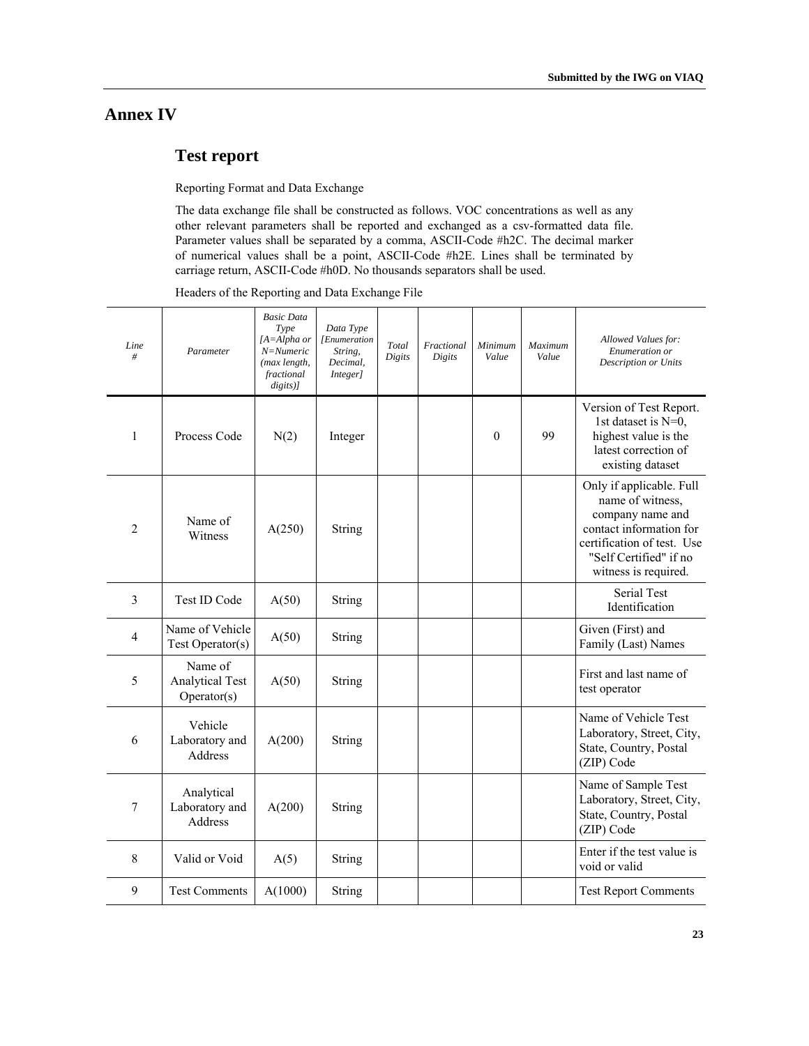# Annex IV

## Test report

Reporting Format and Data Exchange

The data exchange file shall be constructed as follows. VOC concentrations as well as any other relevant parameters shall be reported and exchanged as a csv-formatted data file. Parameter values shall be separated by a comma, ASCII-Code #h2C. The decimal marker of numerical values shall be a point, ASCII-Code #h2E. Lines shall be terminated by carriage return, ASCII-Code #h0D. No thousands separators shall be used.

Headers of the Reporting and Data Exchange File

| *Line #* | *Parameter* | *Basic Data Type [A=Alpha or N=Numeric (max length, fractional digits)]* | *Data Type [Enumeration String, Decimal, Integer]* | *Total Digits* | *Fractional Digits* | *Minimum Value* | *Maximum Value* | *Allowed Values for: Enumeration or Description or Units* |
|---|---|---|---|---|---|---|---|---|
| 1 | Process Code | N(2) | Integer | | | 0 | 99 | Version of Test Report. 1st dataset is N=0, highest value is the latest correction of existing dataset |
| 2 | Name of Witness | A(250) | String | | | | | Only if applicable. Full name of witness, company name and contact information for certification of test. Use "Self Certified" if no witness is required. |
| 3 | Test ID Code | A(50) | String | | | | | Serial Test Identification |
| 4 | Name of Vehicle Test Operator(s) | A(50) | String | | | | | Given (First) and Family (Last) Names |
| 5 | Name of Analytical Test Operator(s) | A(50) | String | | | | | First and last name of test operator |
| 6 | Vehicle Laboratory and Address | A(200) | String | | | | | Name of Vehicle Test Laboratory, Street, City, State, Country, Postal (ZIP) Code |
| 7 | Analytical Laboratory and Address | A(200) | String | | | | | Name of Sample Test Laboratory, Street, City, State, Country, Postal (ZIP) Code |
| 8 | Valid or Void | A(5) | String | | | | | Enter if the test value is void or valid |
| 9 | Test Comments | A(1000) | String | | | | | Test Report Comments |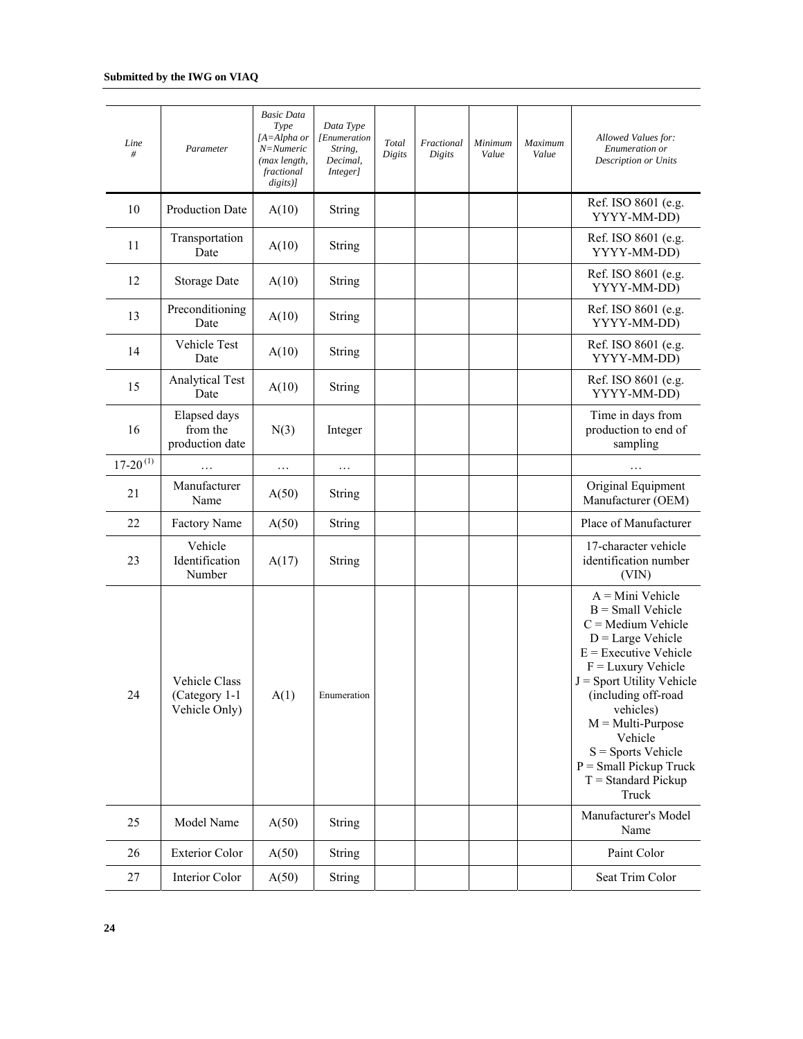| Line # | Parameter | Basic Data Type [A=Alpha or N=Numeric (max length, fractional digits)] | Data Type [Enumeration String, Decimal, Integer] | Total Digits | Fractional Digits | Minimum Value | Maximum Value | Allowed Values for: Enumeration or Description or Units |
|---|---|---|---|---|---|---|---|---|
| 10 | Production Date | A(10) | String | | | | | Ref. ISO 8601 (e.g. YYYY-MM-DD) |
| 11 | Transportation Date | A(10) | String | | | | | Ref. ISO 8601 (e.g. YYYY-MM-DD) |
| 12 | Storage Date | A(10) | String | | | | | Ref. ISO 8601 (e.g. YYYY-MM-DD) |
| 13 | Preconditioning Date | A(10) | String | | | | | Ref. ISO 8601 (e.g. YYYY-MM-DD) |
| 14 | Vehicle Test Date | A(10) | String | | | | | Ref. ISO 8601 (e.g. YYYY-MM-DD) |
| 15 | Analytical Test Date | A(10) | String | | | | | Ref. ISO 8601 (e.g. YYYY-MM-DD) |
| 16 | Elapsed days from the production date | N(3) | Integer | | | | | Time in days from production to end of sampling |
| 17-20 (1) | … | … | … | | | | | … |
| 21 | Manufacturer Name | A(50) | String | | | | | Original Equipment Manufacturer (OEM) |
| 22 | Factory Name | A(50) | String | | | | | Place of Manufacturer |
| 23 | Vehicle Identification Number | A(17) | String | | | | | 17-character vehicle identification number (VIN) |
| 24 | Vehicle Class (Category 1-1 Vehicle Only) | A(1) | Enumeration | | | | | A = Mini Vehicle<br>B = Small Vehicle<br>C = Medium Vehicle<br>D = Large Vehicle<br>E = Executive Vehicle<br>F = Luxury Vehicle<br>J = Sport Utility Vehicle (including off-road vehicles)<br>M = Multi-Purpose Vehicle<br>S = Sports Vehicle<br>P = Small Pickup Truck<br>T = Standard Pickup Truck |
| 25 | Model Name | A(50) | String | | | | | Manufacturer's Model Name |
| 26 | Exterior Color | A(50) | String | | | | | Paint Color |
| 27 | Interior Color | A(50) | String | | | | | Seat Trim Color |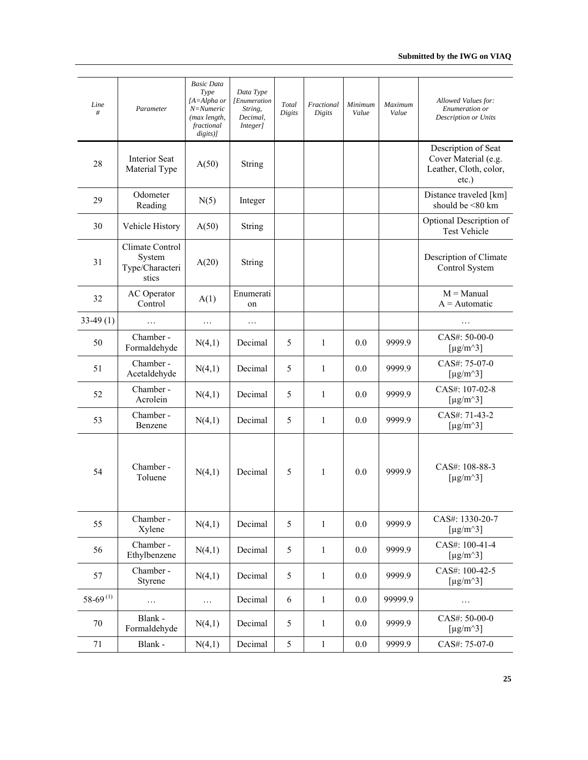| *Line #* | *Parameter* | *Basic Data Type [A=Alpha or N=Numeric (max length, fractional digits)]* | *Data Type [Enumeration String, Decimal, Integer]* | *Total Digits* | *Fractional Digits* | *Minimum Value* | *Maximum Value* | *Allowed Values for: Enumeration or Description or Units* |
|---|---|---|---|---|---|---|---|---|
| 28 | Interior Seat Material Type | A(50) | String | | | | | Description of Seat Cover Material (e.g. Leather, Cloth, color, etc.) |
| 29 | Odometer Reading | N(5) | Integer | | | | | Distance traveled [km] should be <80 km |
| 30 | Vehicle History | A(50) | String | | | | | Optional Description of Test Vehicle |
| 31 | Climate Control System Type/Characteristics | A(20) | String | | | | | Description of Climate Control System |
| 32 | AC Operator Control | A(1) | Enumeration | | | | | M = Manual<br>A = Automatic |
| 33-49 (1) | … | … | … | | | | | … |
| 50 | Chamber - Formaldehyde | N(4,1) | Decimal | 5 | 1 | 0.0 | 9999.9 | CAS#: 50-00-0 [µg/m^3] |
| 51 | Chamber - Acetaldehyde | N(4,1) | Decimal | 5 | 1 | 0.0 | 9999.9 | CAS#: 75-07-0 [µg/m^3] |
| 52 | Chamber - Acrolein | N(4,1) | Decimal | 5 | 1 | 0.0 | 9999.9 | CAS#: 107-02-8 [µg/m^3] |
| 53 | Chamber - Benzene | N(4,1) | Decimal | 5 | 1 | 0.0 | 9999.9 | CAS#: 71-43-2 [µg/m^3] |
| 54 | Chamber - Toluene | N(4,1) | Decimal | 5 | 1 | 0.0 | 9999.9 | CAS#: 108-88-3 [µg/m^3] |
| 55 | Chamber - Xylene | N(4,1) | Decimal | 5 | 1 | 0.0 | 9999.9 | CAS#: 1330-20-7 [µg/m^3] |
| 56 | Chamber - Ethylbenzene | N(4,1) | Decimal | 5 | 1 | 0.0 | 9999.9 | CAS#: 100-41-4 [µg/m^3] |
| 57 | Chamber - Styrene | N(4,1) | Decimal | 5 | 1 | 0.0 | 9999.9 | CAS#: 100-42-5 [µg/m^3] |
| 58-69 (1) | … | … | Decimal | 6 | 1 | 0.0 | 99999.9 | … |
| 70 | Blank - Formaldehyde | N(4,1) | Decimal | 5 | 1 | 0.0 | 9999.9 | CAS#: 50-00-0 [µg/m^3] |
| 71 | Blank - | N(4,1) | Decimal | 5 | 1 | 0.0 | 9999.9 | CAS#: 75-07-0 |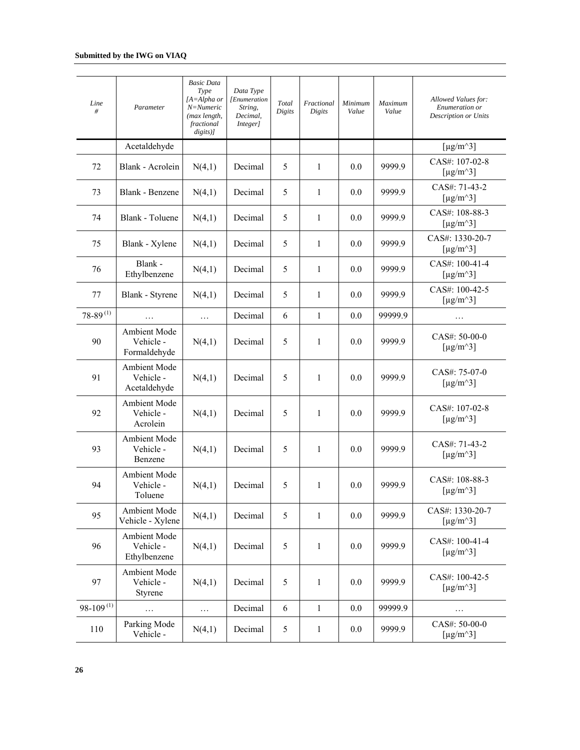| Line # | Parameter | Basic Data Type [A=Alpha or N=Numeric (max length, fractional digits)] | Data Type [Enumeration String, Decimal, Integer] | Total Digits | Fractional Digits | Minimum Value | Maximum Value | Allowed Values for: Enumeration or Description or Units |
|---|---|---|---|---|---|---|---|---|
| | Acetaldehyde | | | | | | | [µg/m^3] |
| 72 | Blank - Acrolein | N(4,1) | Decimal | 5 | 1 | 0.0 | 9999.9 | CAS#: 107-02-8 [µg/m^3] |
| 73 | Blank - Benzene | N(4,1) | Decimal | 5 | 1 | 0.0 | 9999.9 | CAS#: 71-43-2 [µg/m^3] |
| 74 | Blank - Toluene | N(4,1) | Decimal | 5 | 1 | 0.0 | 9999.9 | CAS#: 108-88-3 [µg/m^3] |
| 75 | Blank - Xylene | N(4,1) | Decimal | 5 | 1 | 0.0 | 9999.9 | CAS#: 1330-20-7 [µg/m^3] |
| 76 | Blank - Ethylbenzene | N(4,1) | Decimal | 5 | 1 | 0.0 | 9999.9 | CAS#: 100-41-4 [µg/m^3] |
| 77 | Blank - Styrene | N(4,1) | Decimal | 5 | 1 | 0.0 | 9999.9 | CAS#: 100-42-5 [µg/m^3] |
| 78-89 [(1)] | … | … | Decimal | 6 | 1 | 0.0 | 99999.9 | … |
| 90 | Ambient Mode Vehicle - Formaldehyde | N(4,1) | Decimal | 5 | 1 | 0.0 | 9999.9 | CAS#: 50-00-0 [µg/m^3] |
| 91 | Ambient Mode Vehicle - Acetaldehyde | N(4,1) | Decimal | 5 | 1 | 0.0 | 9999.9 | CAS#: 75-07-0 [µg/m^3] |
| 92 | Ambient Mode Vehicle - Acrolein | N(4,1) | Decimal | 5 | 1 | 0.0 | 9999.9 | CAS#: 107-02-8 [µg/m^3] |
| 93 | Ambient Mode Vehicle - Benzene | N(4,1) | Decimal | 5 | 1 | 0.0 | 9999.9 | CAS#: 71-43-2 [µg/m^3] |
| 94 | Ambient Mode Vehicle - Toluene | N(4,1) | Decimal | 5 | 1 | 0.0 | 9999.9 | CAS#: 108-88-3 [µg/m^3] |
| 95 | Ambient Mode Vehicle - Xylene | N(4,1) | Decimal | 5 | 1 | 0.0 | 9999.9 | CAS#: 1330-20-7 [µg/m^3] |
| 96 | Ambient Mode Vehicle - Ethylbenzene | N(4,1) | Decimal | 5 | 1 | 0.0 | 9999.9 | CAS#: 100-41-4 [µg/m^3] |
| 97 | Ambient Mode Vehicle - Styrene | N(4,1) | Decimal | 5 | 1 | 0.0 | 9999.9 | CAS#: 100-42-5 [µg/m^3] |
| 98-109 [(1)] | … | … | Decimal | 6 | 1 | 0.0 | 99999.9 | … |
| 110 | Parking Mode Vehicle - | N(4,1) | Decimal | 5 | 1 | 0.0 | 9999.9 | CAS#: 50-00-0 [µg/m^3] |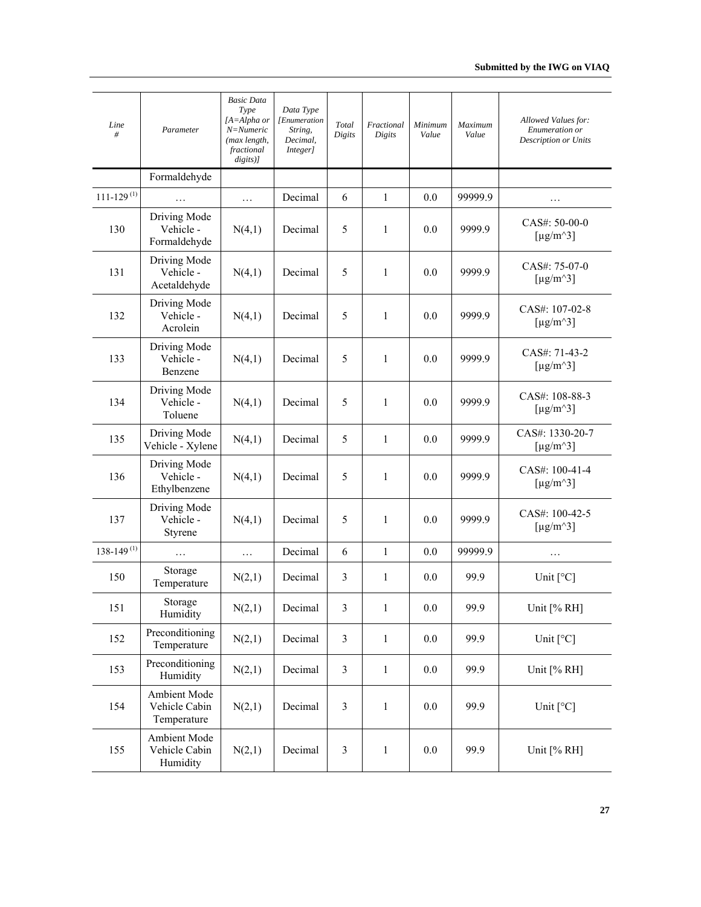| Line # | Parameter | Basic Data Type [A=Alpha or N=Numeric (max length, fractional digits)] | Data Type [Enumeration String, Decimal, Integer] | Total Digits | Fractional Digits | Minimum Value | Maximum Value | Allowed Values for: Enumeration or Description or Units |
|---|---|---|---|---|---|---|---|---|
| | Formaldehyde | | | | | | | |
| 111-129 (1) | … | … | Decimal | 6 | 1 | 0.0 | 99999.9 | … |
| 130 | Driving Mode Vehicle - Formaldehyde | N(4,1) | Decimal | 5 | 1 | 0.0 | 9999.9 | CAS#: 50-00-0 [μg/m^3] |
| 131 | Driving Mode Vehicle - Acetaldehyde | N(4,1) | Decimal | 5 | 1 | 0.0 | 9999.9 | CAS#: 75-07-0 [μg/m^3] |
| 132 | Driving Mode Vehicle - Acrolein | N(4,1) | Decimal | 5 | 1 | 0.0 | 9999.9 | CAS#: 107-02-8 [μg/m^3] |
| 133 | Driving Mode Vehicle - Benzene | N(4,1) | Decimal | 5 | 1 | 0.0 | 9999.9 | CAS#: 71-43-2 [μg/m^3] |
| 134 | Driving Mode Vehicle - Toluene | N(4,1) | Decimal | 5 | 1 | 0.0 | 9999.9 | CAS#: 108-88-3 [μg/m^3] |
| 135 | Driving Mode Vehicle - Xylene | N(4,1) | Decimal | 5 | 1 | 0.0 | 9999.9 | CAS#: 1330-20-7 [μg/m^3] |
| 136 | Driving Mode Vehicle - Ethylbenzene | N(4,1) | Decimal | 5 | 1 | 0.0 | 9999.9 | CAS#: 100-41-4 [μg/m^3] |
| 137 | Driving Mode Vehicle - Styrene | N(4,1) | Decimal | 5 | 1 | 0.0 | 9999.9 | CAS#: 100-42-5 [μg/m^3] |
| 138-149 (1) | … | … | Decimal | 6 | 1 | 0.0 | 99999.9 | … |
| 150 | Storage Temperature | N(2,1) | Decimal | 3 | 1 | 0.0 | 99.9 | Unit [°C] |
| 151 | Storage Humidity | N(2,1) | Decimal | 3 | 1 | 0.0 | 99.9 | Unit [% RH] |
| 152 | Preconditioning Temperature | N(2,1) | Decimal | 3 | 1 | 0.0 | 99.9 | Unit [°C] |
| 153 | Preconditioning Humidity | N(2,1) | Decimal | 3 | 1 | 0.0 | 99.9 | Unit [% RH] |
| 154 | Ambient Mode Vehicle Cabin Temperature | N(2,1) | Decimal | 3 | 1 | 0.0 | 99.9 | Unit [°C] |
| 155 | Ambient Mode Vehicle Cabin Humidity | N(2,1) | Decimal | 3 | 1 | 0.0 | 99.9 | Unit [% RH] |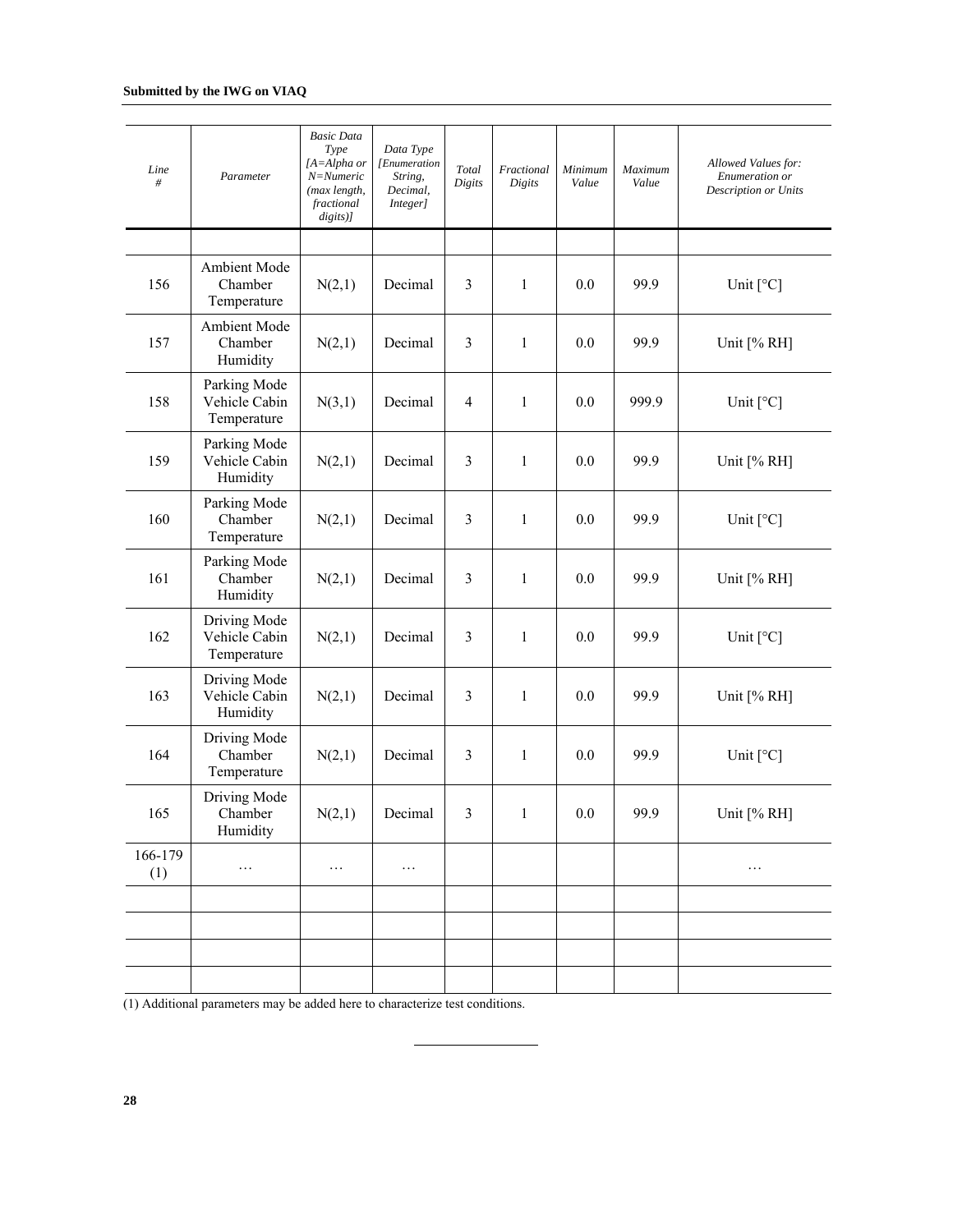| Line # | Parameter | Basic Data Type [A=Alpha or N=Numeric (max length, fractional digits)] | Data Type [Enumeration String, Decimal, Integer] | Total Digits | Fractional Digits | Minimum Value | Maximum Value | Allowed Values for: Enumeration or Description or Units |
|---|---|---|---|---|---|---|---|---|
| | | | | | | | | |
| 156 | Ambient Mode Chamber Temperature | N(2,1) | Decimal | 3 | 1 | 0.0 | 99.9 | Unit [°C] |
| 157 | Ambient Mode Chamber Humidity | N(2,1) | Decimal | 3 | 1 | 0.0 | 99.9 | Unit [% RH] |
| 158 | Parking Mode Vehicle Cabin Temperature | N(3,1) | Decimal | 4 | 1 | 0.0 | 999.9 | Unit [°C] |
| 159 | Parking Mode Vehicle Cabin Humidity | N(2,1) | Decimal | 3 | 1 | 0.0 | 99.9 | Unit [% RH] |
| 160 | Parking Mode Chamber Temperature | N(2,1) | Decimal | 3 | 1 | 0.0 | 99.9 | Unit [°C] |
| 161 | Parking Mode Chamber Humidity | N(2,1) | Decimal | 3 | 1 | 0.0 | 99.9 | Unit [% RH] |
| 162 | Driving Mode Vehicle Cabin Temperature | N(2,1) | Decimal | 3 | 1 | 0.0 | 99.9 | Unit [°C] |
| 163 | Driving Mode Vehicle Cabin Humidity | N(2,1) | Decimal | 3 | 1 | 0.0 | 99.9 | Unit [% RH] |
| 164 | Driving Mode Chamber Temperature | N(2,1) | Decimal | 3 | 1 | 0.0 | 99.9 | Unit [°C] |
| 165 | Driving Mode Chamber Humidity | N(2,1) | Decimal | 3 | 1 | 0.0 | 99.9 | Unit [% RH] |
| 166-179 (1) | … | … | … | | | | | … |
| | | | | | | | | |
| | | | | | | | | |
| | | | | | | | | |
| | | | | | | | | |

(1) Additional parameters may be added here to characterize test conditions.